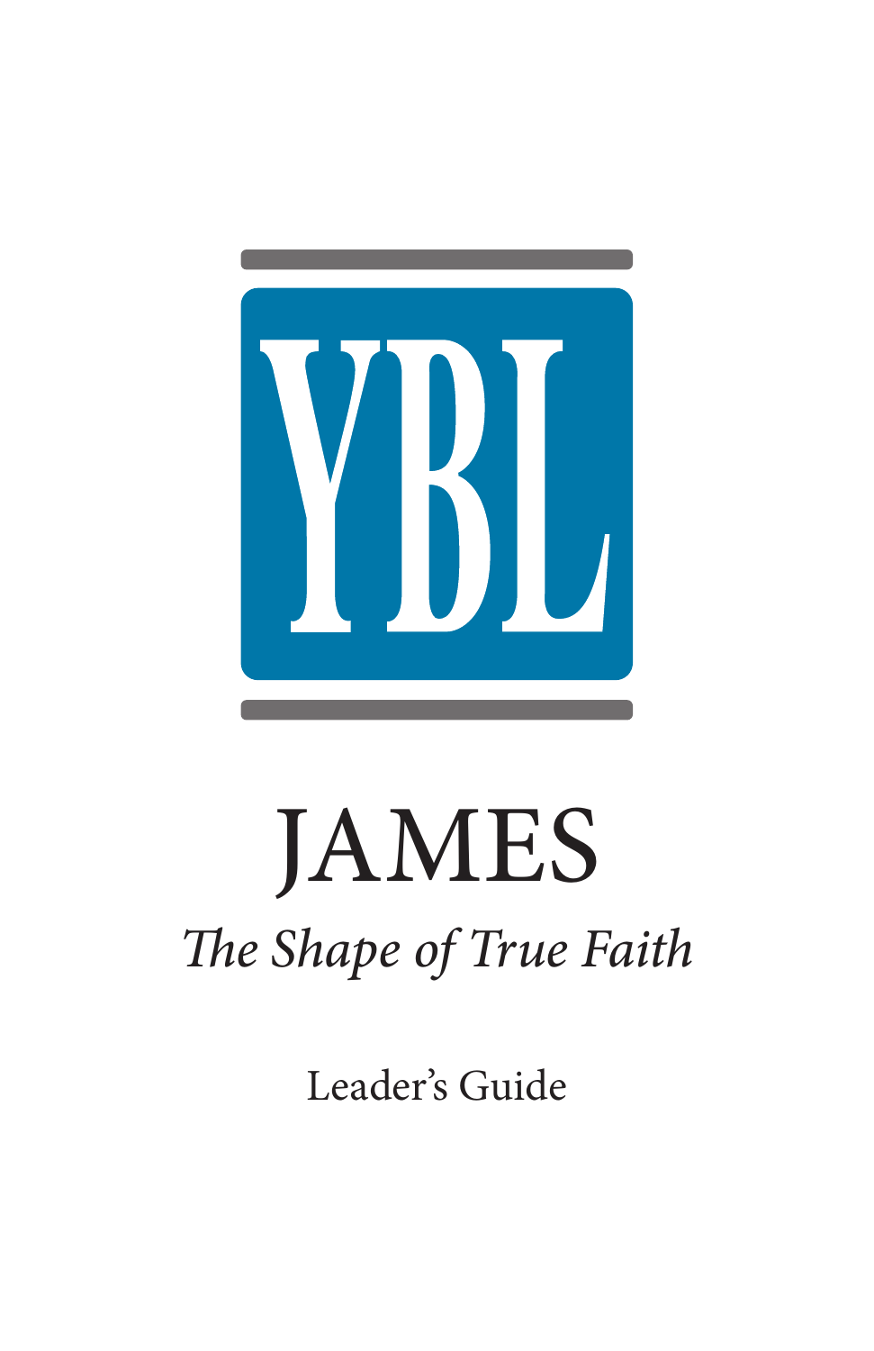YBL

# JAMES

*The Shape of True Faith*

Leader's Guide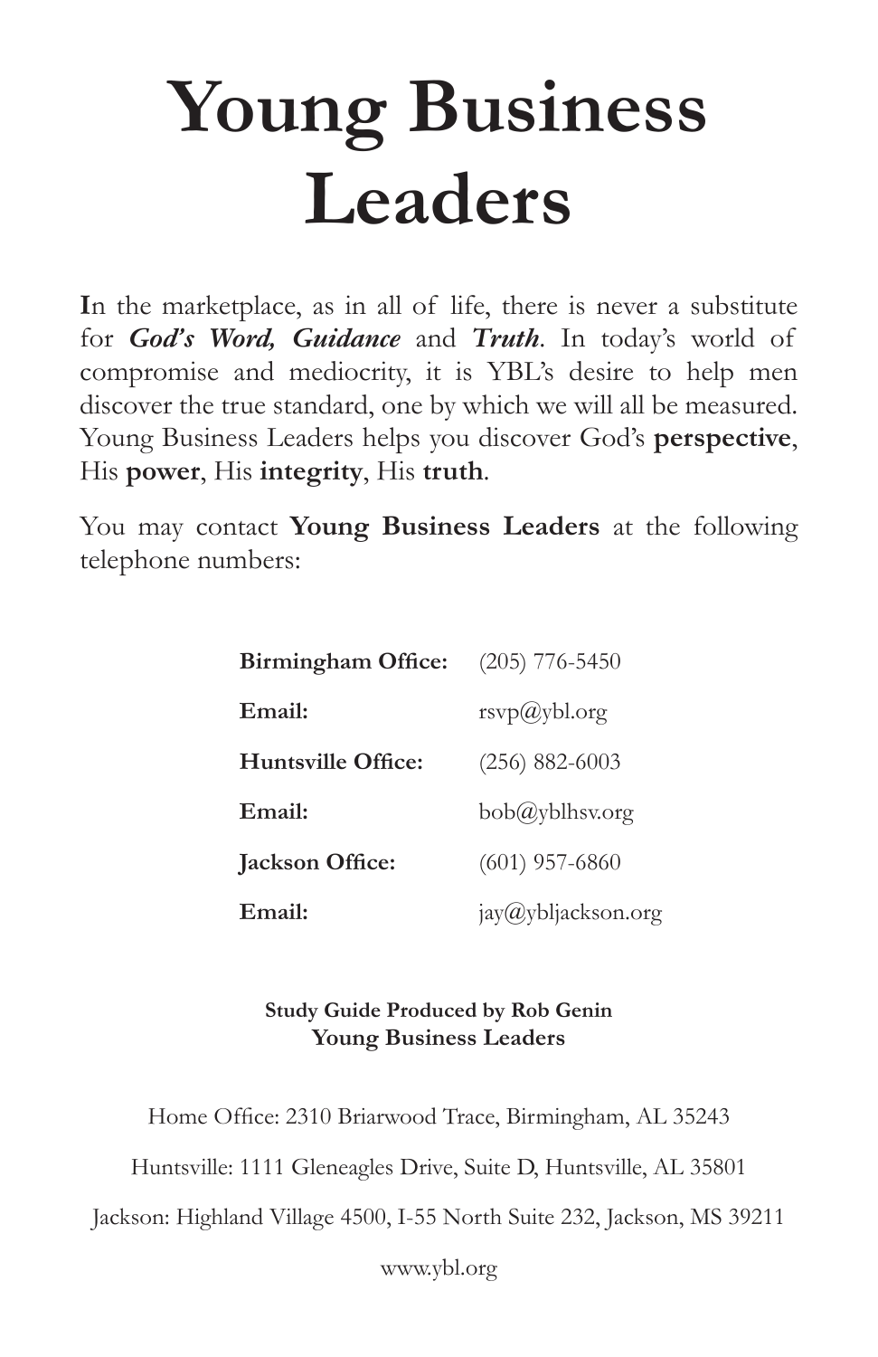# Young Business Leaders

**I**n the marketplace, as in all of life, there is never a substitute for ***God's Word, Guidance*** and ***Truth***. In today's world of compromise and mediocrity, it is YBL's desire to help men discover the true standard, one by which we will all be measured. Young Business Leaders helps you discover God's **perspective**, His **power**, His **integrity**, His **truth**.

You may contact **Young Business Leaders** at the following telephone numbers:

| | |
|---|---|
| **Birmingham Office:** | (205) 776-5450 |
| **Email:** | rsvp@ybl.org |
| **Huntsville Office:** | (256) 882-6003 |
| **Email:** | bob@yblhsv.org |
| **Jackson Office:** | (601) 957-6860 |
| **Email:** | jay@ybljackson.org |

**Study Guide Produced by Rob Genin**
**Young Business Leaders**

Home Office: 2310 Briarwood Trace, Birmingham, AL 35243

Huntsville: 1111 Gleneagles Drive, Suite D, Huntsville, AL 35801

Jackson: Highland Village 4500, I-55 North Suite 232, Jackson, MS 39211

www.ybl.org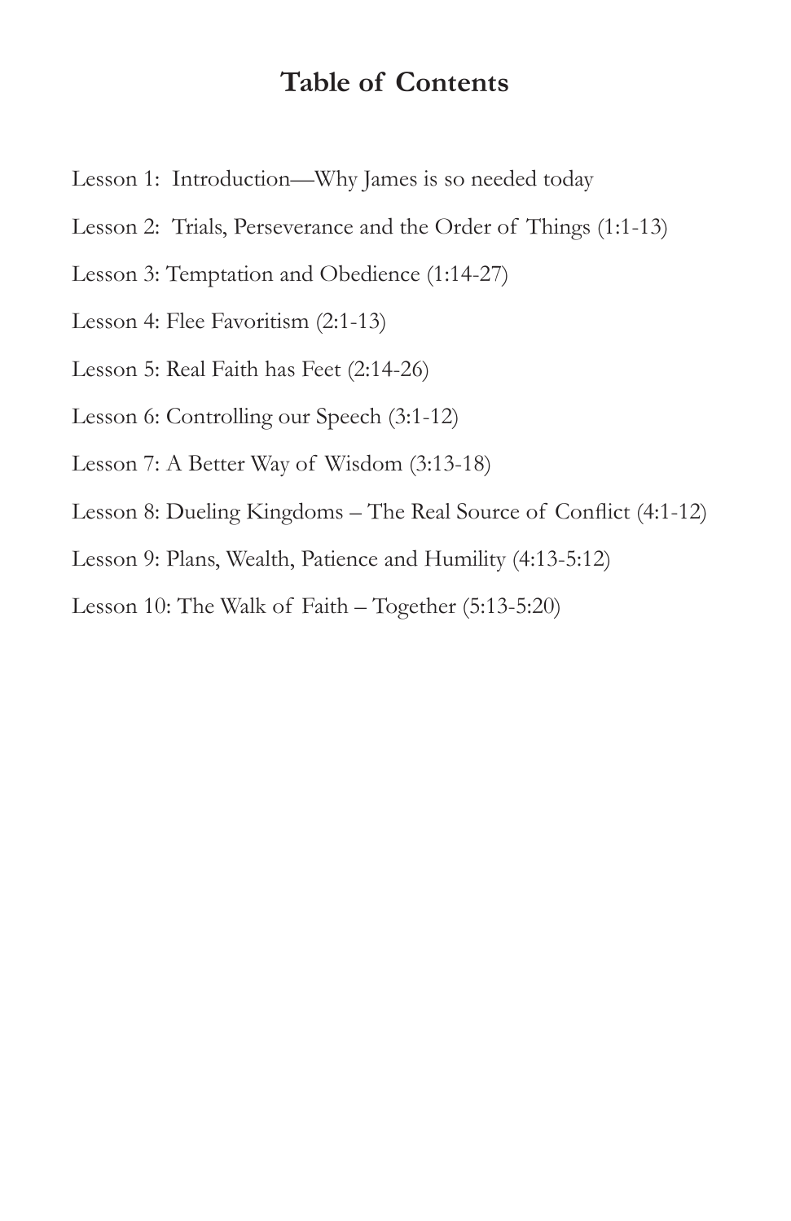# Table of Contents

Lesson 1: Introduction—Why James is so needed today

Lesson 2: Trials, Perseverance and the Order of Things (1:1-13)

Lesson 3: Temptation and Obedience (1:14-27)

Lesson 4: Flee Favoritism (2:1-13)

Lesson 5: Real Faith has Feet (2:14-26)

Lesson 6: Controlling our Speech (3:1-12)

Lesson 7: A Better Way of Wisdom (3:13-18)

Lesson 8: Dueling Kingdoms – The Real Source of Conflict (4:1-12)

Lesson 9: Plans, Wealth, Patience and Humility (4:13-5:12)

Lesson 10: The Walk of Faith – Together (5:13-5:20)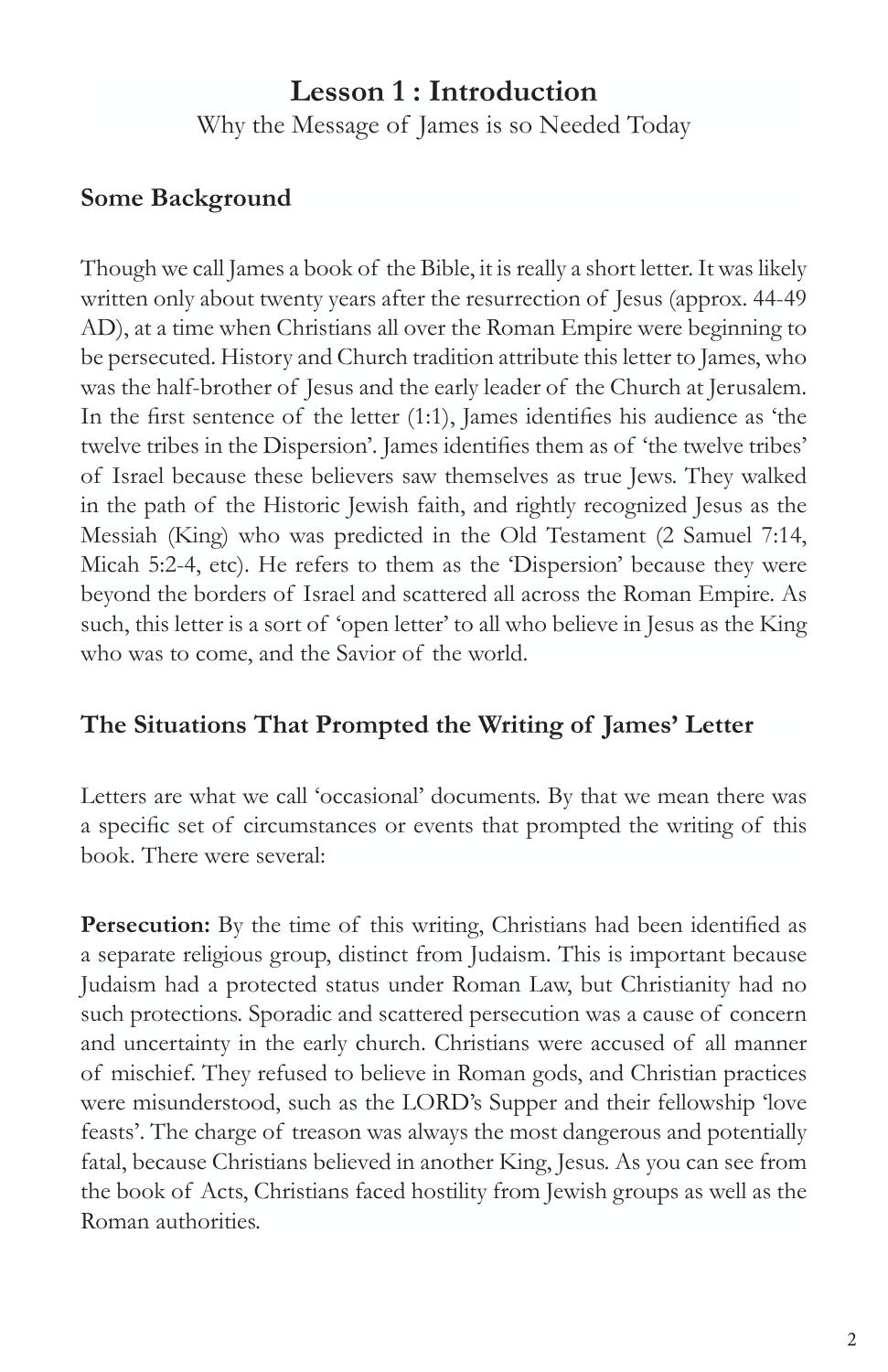# Lesson 1 : Introduction

Why the Message of James is so Needed Today

## Some Background

Though we call James a book of the Bible, it is really a short letter. It was likely written only about twenty years after the resurrection of Jesus (approx. 44-49 AD), at a time when Christians all over the Roman Empire were beginning to be persecuted. History and Church tradition attribute this letter to James, who was the half-brother of Jesus and the early leader of the Church at Jerusalem. In the first sentence of the letter (1:1), James identifies his audience as 'the twelve tribes in the Dispersion'. James identifies them as of 'the twelve tribes' of Israel because these believers saw themselves as true Jews. They walked in the path of the Historic Jewish faith, and rightly recognized Jesus as the Messiah (King) who was predicted in the Old Testament (2 Samuel 7:14, Micah 5:2-4, etc). He refers to them as the 'Dispersion' because they were beyond the borders of Israel and scattered all across the Roman Empire. As such, this letter is a sort of 'open letter' to all who believe in Jesus as the King who was to come, and the Savior of the world.

## The Situations That Prompted the Writing of James' Letter

Letters are what we call 'occasional' documents. By that we mean there was a specific set of circumstances or events that prompted the writing of this book. There were several:

**Persecution:** By the time of this writing, Christians had been identified as a separate religious group, distinct from Judaism. This is important because Judaism had a protected status under Roman Law, but Christianity had no such protections. Sporadic and scattered persecution was a cause of concern and uncertainty in the early church. Christians were accused of all manner of mischief. They refused to believe in Roman gods, and Christian practices were misunderstood, such as the LORD's Supper and their fellowship 'love feasts'. The charge of treason was always the most dangerous and potentially fatal, because Christians believed in another King, Jesus. As you can see from the book of Acts, Christians faced hostility from Jewish groups as well as the Roman authorities.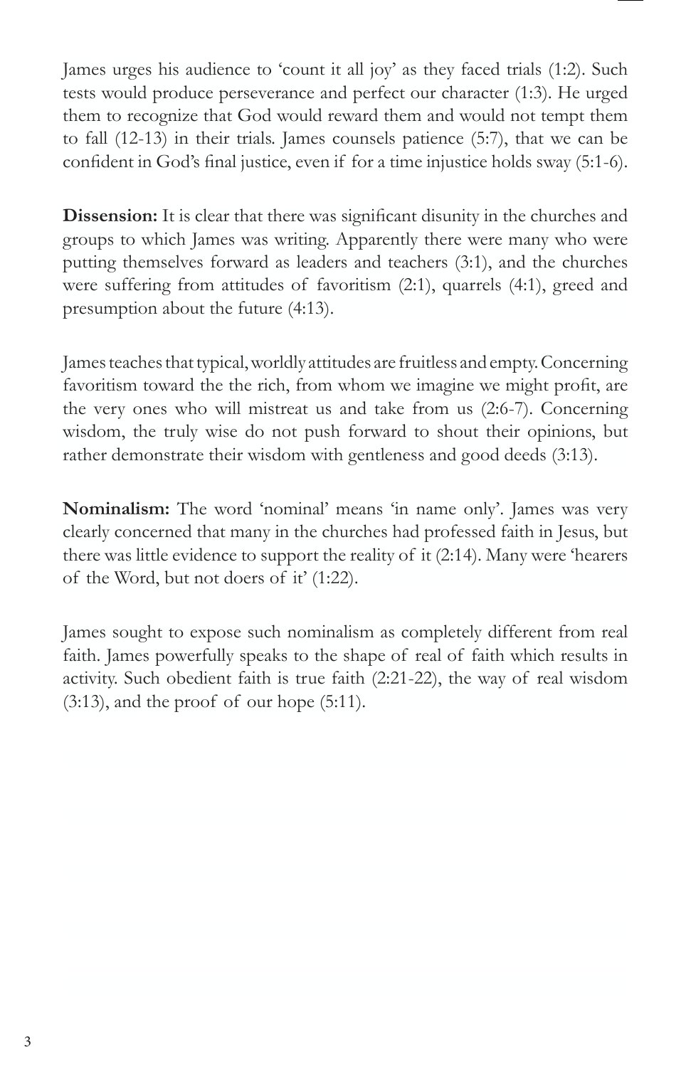James urges his audience to 'count it all joy' as they faced trials (1:2). Such tests would produce perseverance and perfect our character (1:3). He urged them to recognize that God would reward them and would not tempt them to fall (12-13) in their trials. James counsels patience (5:7), that we can be confident in God's final justice, even if for a time injustice holds sway (5:1-6).

**Dissension:** It is clear that there was significant disunity in the churches and groups to which James was writing. Apparently there were many who were putting themselves forward as leaders and teachers (3:1), and the churches were suffering from attitudes of favoritism (2:1), quarrels (4:1), greed and presumption about the future (4:13).

James teaches that typical, worldly attitudes are fruitless and empty. Concerning favoritism toward the the rich, from whom we imagine we might profit, are the very ones who will mistreat us and take from us (2:6-7). Concerning wisdom, the truly wise do not push forward to shout their opinions, but rather demonstrate their wisdom with gentleness and good deeds (3:13).

**Nominalism:** The word 'nominal' means 'in name only'. James was very clearly concerned that many in the churches had professed faith in Jesus, but there was little evidence to support the reality of it (2:14). Many were 'hearers of the Word, but not doers of it' (1:22).

James sought to expose such nominalism as completely different from real faith. James powerfully speaks to the shape of real of faith which results in activity. Such obedient faith is true faith (2:21-22), the way of real wisdom (3:13), and the proof of our hope (5:11).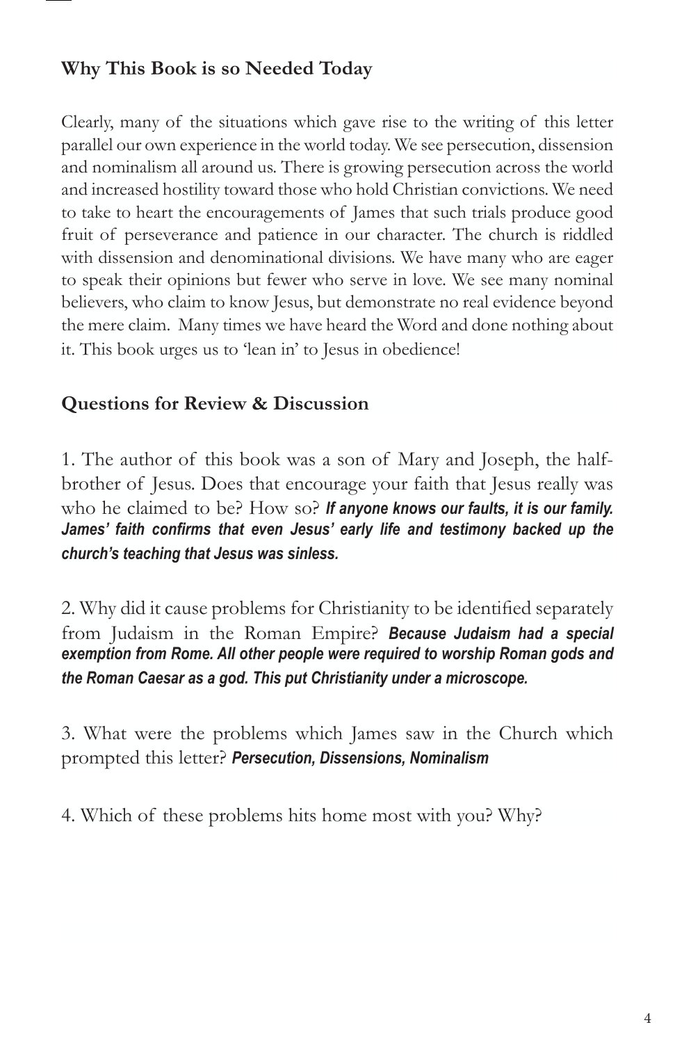## Why This Book is so Needed Today

Clearly, many of the situations which gave rise to the writing of this letter parallel our own experience in the world today. We see persecution, dissension and nominalism all around us. There is growing persecution across the world and increased hostility toward those who hold Christian convictions. We need to take to heart the encouragements of James that such trials produce good fruit of perseverance and patience in our character. The church is riddled with dissension and denominational divisions. We have many who are eager to speak their opinions but fewer who serve in love. We see many nominal believers, who claim to know Jesus, but demonstrate no real evidence beyond the mere claim. Many times we have heard the Word and done nothing about it. This book urges us to 'lean in' to Jesus in obedience!

## Questions for Review & Discussion

1. The author of this book was a son of Mary and Joseph, the half-brother of Jesus. Does that encourage your faith that Jesus really was who he claimed to be? How so? ***If anyone knows our faults, it is our family. James' faith confirms that even Jesus' early life and testimony backed up the church's teaching that Jesus was sinless.***

2. Why did it cause problems for Christianity to be identified separately from Judaism in the Roman Empire? ***Because Judaism had a special exemption from Rome. All other people were required to worship Roman gods and the Roman Caesar as a god. This put Christianity under a microscope.***

3. What were the problems which James saw in the Church which prompted this letter? ***Persecution, Dissensions, Nominalism***

4. Which of these problems hits home most with you? Why?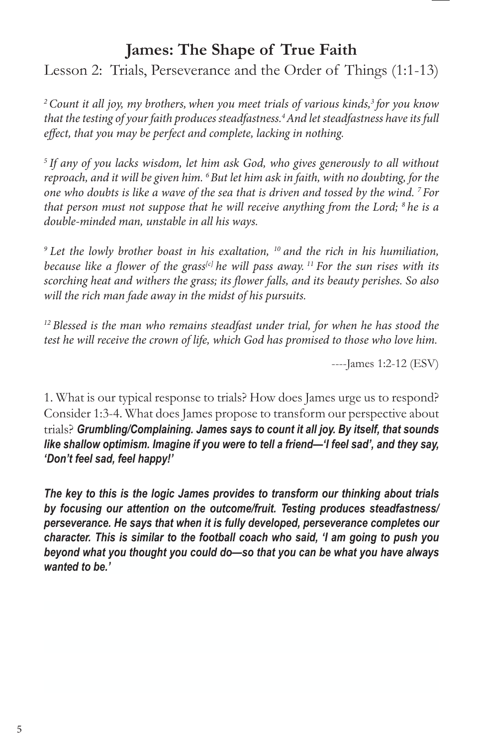# James: The Shape of True Faith

## Lesson 2: Trials, Perseverance and the Order of Things (1:1-13)

*[2] Count it all joy, my brothers, when you meet trials of various kinds,[3] for you know that the testing of your faith produces steadfastness.[4] And let steadfastness have its full effect, that you may be perfect and complete, lacking in nothing.*

*[5] If any of you lacks wisdom, let him ask God, who gives generously to all without reproach, and it will be given him. [6] But let him ask in faith, with no doubting, for the one who doubts is like a wave of the sea that is driven and tossed by the wind. [7] For that person must not suppose that he will receive anything from the Lord; [8] he is a double-minded man, unstable in all his ways.*

*[9] Let the lowly brother boast in his exaltation, [10] and the rich in his humiliation, because like a flower of the grass[c] he will pass away. [11] For the sun rises with its scorching heat and withers the grass; its flower falls, and its beauty perishes. So also will the rich man fade away in the midst of his pursuits.*

*[12] Blessed is the man who remains steadfast under trial, for when he has stood the test he will receive the crown of life, which God has promised to those who love him.*

----James 1:2-12 (ESV)

1. What is our typical response to trials? How does James urge us to respond? Consider 1:3-4. What does James propose to transform our perspective about trials? ***Grumbling/Complaining. James says to count it all joy. By itself, that sounds like shallow optimism. Imagine if you were to tell a friend—'I feel sad', and they say, 'Don't feel sad, feel happy!'***

***The key to this is the logic James provides to transform our thinking about trials by focusing our attention on the outcome/fruit. Testing produces steadfastness/ perseverance. He says that when it is fully developed, perseverance completes our character. This is similar to the football coach who said, 'I am going to push you beyond what you thought you could do—so that you can be what you have always wanted to be.'***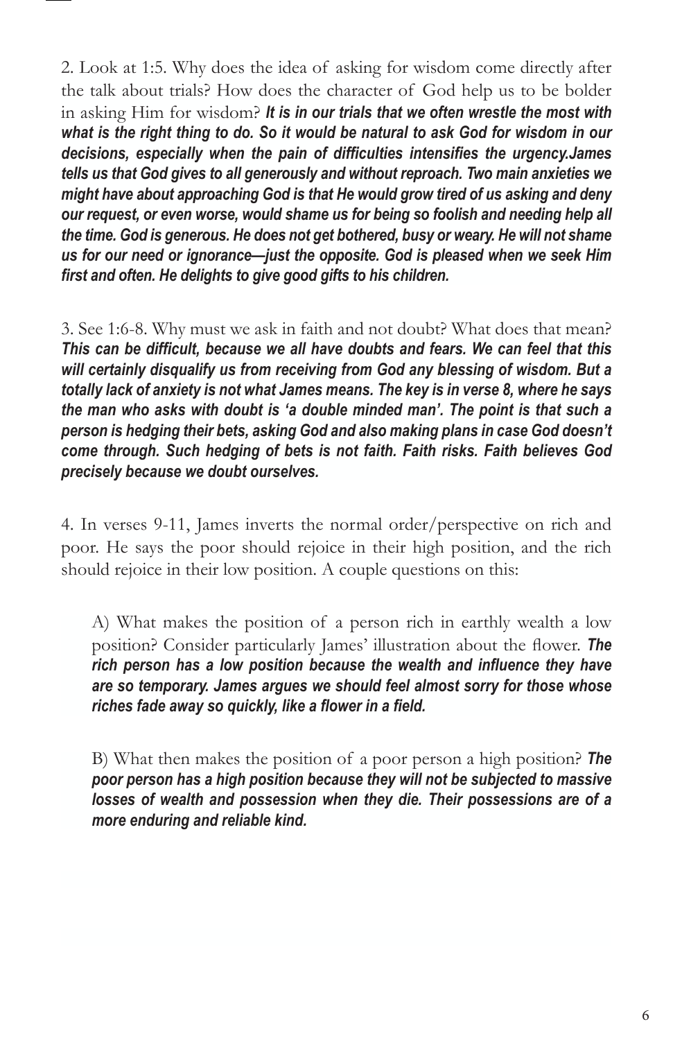2. Look at 1:5. Why does the idea of asking for wisdom come directly after the talk about trials? How does the character of God help us to be bolder in asking Him for wisdom? ***It is in our trials that we often wrestle the most with what is the right thing to do. So it would be natural to ask God for wisdom in our decisions, especially when the pain of difficulties intensifies the urgency.James tells us that God gives to all generously and without reproach. Two main anxieties we might have about approaching God is that He would grow tired of us asking and deny our request, or even worse, would shame us for being so foolish and needing help all the time. God is generous. He does not get bothered, busy or weary. He will not shame us for our need or ignorance—just the opposite. God is pleased when we seek Him first and often. He delights to give good gifts to his children.***

3. See 1:6-8. Why must we ask in faith and not doubt? What does that mean? ***This can be difficult, because we all have doubts and fears. We can feel that this will certainly disqualify us from receiving from God any blessing of wisdom. But a totally lack of anxiety is not what James means. The key is in verse 8, where he says the man who asks with doubt is 'a double minded man'. The point is that such a person is hedging their bets, asking God and also making plans in case God doesn't come through. Such hedging of bets is not faith. Faith risks. Faith believes God precisely because we doubt ourselves.***

4. In verses 9-11, James inverts the normal order/perspective on rich and poor. He says the poor should rejoice in their high position, and the rich should rejoice in their low position. A couple questions on this:

A) What makes the position of a person rich in earthly wealth a low position? Consider particularly James' illustration about the flower. ***The rich person has a low position because the wealth and influence they have are so temporary. James argues we should feel almost sorry for those whose riches fade away so quickly, like a flower in a field.***

B) What then makes the position of a poor person a high position? ***The poor person has a high position because they will not be subjected to massive losses of wealth and possession when they die. Their possessions are of a more enduring and reliable kind.***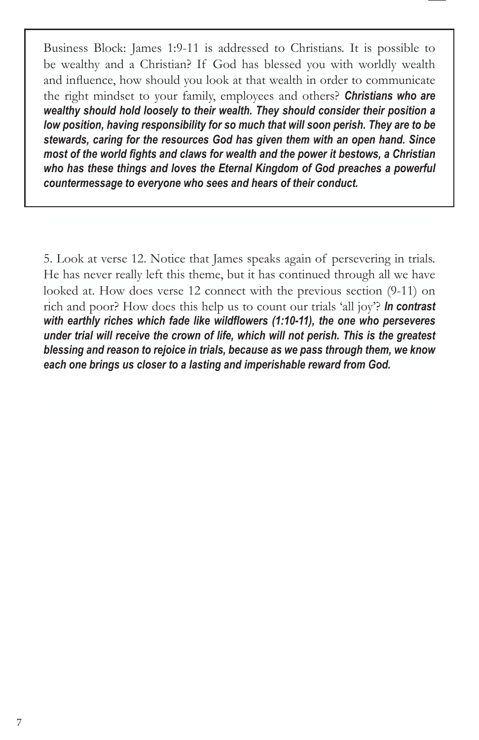Business Block: James 1:9-11 is addressed to Christians. It is possible to be wealthy and a Christian? If God has blessed you with worldly wealth and influence, how should you look at that wealth in order to communicate the right mindset to your family, employees and others? ***Christians who are wealthy should hold loosely to their wealth. They should consider their position a low position, having responsibility for so much that will soon perish. They are to be stewards, caring for the resources God has given them with an open hand. Since most of the world fights and claws for wealth and the power it bestows, a Christian who has these things and loves the Eternal Kingdom of God preaches a powerful countermessage to everyone who sees and hears of their conduct.***

5. Look at verse 12. Notice that James speaks again of persevering in trials. He has never really left this theme, but it has continued through all we have looked at. How does verse 12 connect with the previous section (9-11) on rich and poor? How does this help us to count our trials 'all joy'? ***In contrast with earthly riches which fade like wildflowers (1:10-11), the one who perseveres under trial will receive the crown of life, which will not perish. This is the greatest blessing and reason to rejoice in trials, because as we pass through them, we know each one brings us closer to a lasting and imperishable reward from God.***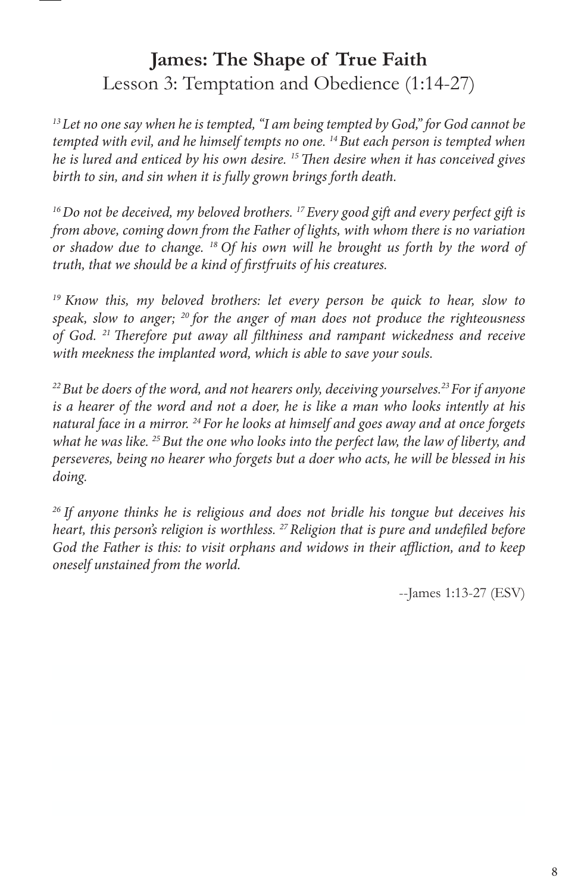## James: The Shape of True Faith

Lesson 3: Temptation and Obedience (1:14-27)

*[13] Let no one say when he is tempted, "I am being tempted by God," for God cannot be tempted with evil, and he himself tempts no one. [14] But each person is tempted when he is lured and enticed by his own desire. [15] Then desire when it has conceived gives birth to sin, and sin when it is fully grown brings forth death.*

*[16] Do not be deceived, my beloved brothers. [17] Every good gift and every perfect gift is from above, coming down from the Father of lights, with whom there is no variation or shadow due to change. [18] Of his own will he brought us forth by the word of truth, that we should be a kind of firstfruits of his creatures.*

*[19] Know this, my beloved brothers: let every person be quick to hear, slow to speak, slow to anger; [20] for the anger of man does not produce the righteousness of God. [21] Therefore put away all filthiness and rampant wickedness and receive with meekness the implanted word, which is able to save your souls.*

*[22] But be doers of the word, and not hearers only, deceiving yourselves.[23] For if anyone is a hearer of the word and not a doer, he is like a man who looks intently at his natural face in a mirror. [24] For he looks at himself and goes away and at once forgets what he was like. [25] But the one who looks into the perfect law, the law of liberty, and perseveres, being no hearer who forgets but a doer who acts, he will be blessed in his doing.*

*[26] If anyone thinks he is religious and does not bridle his tongue but deceives his heart, this person's religion is worthless. [27] Religion that is pure and undefiled before God the Father is this: to visit orphans and widows in their affliction, and to keep oneself unstained from the world.*

--James 1:13-27 (ESV)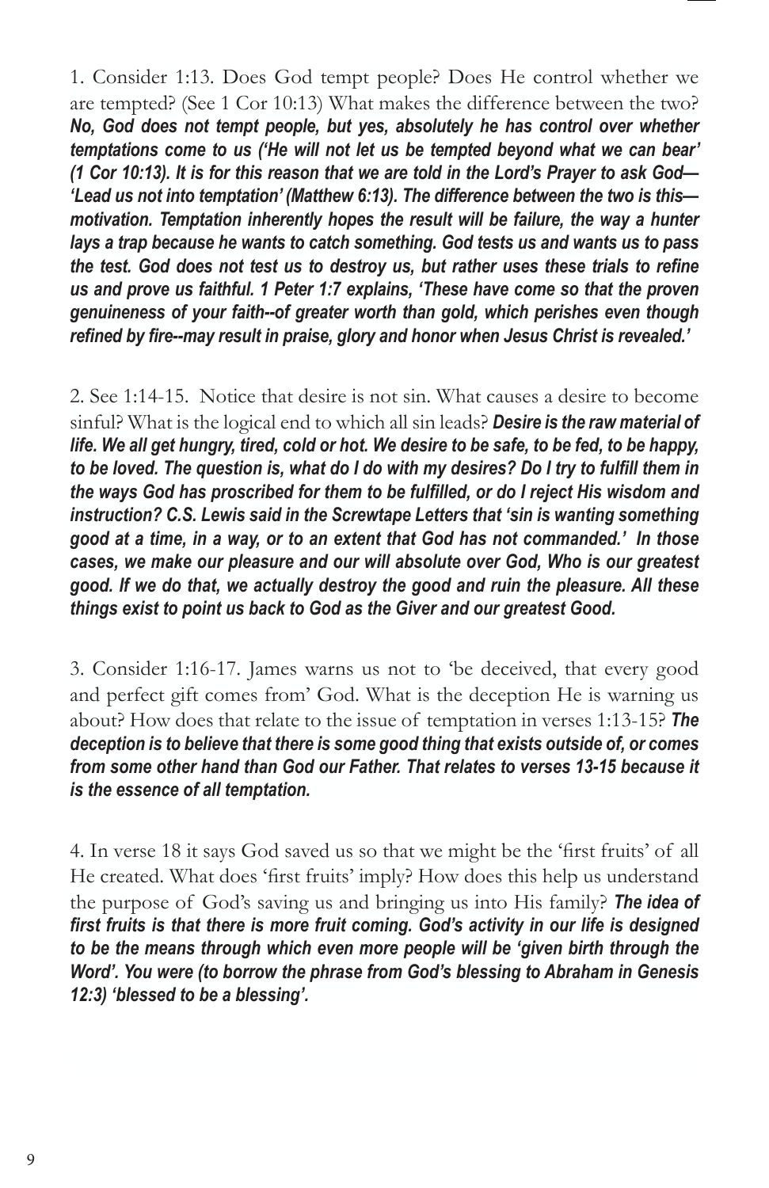1. Consider 1:13. Does God tempt people? Does He control whether we are tempted? (See 1 Cor 10:13) What makes the difference between the two? ***No, God does not tempt people, but yes, absolutely he has control over whether temptations come to us ('He will not let us be tempted beyond what we can bear' (1 Cor 10:13). It is for this reason that we are told in the Lord's Prayer to ask God—'Lead us not into temptation' (Matthew 6:13). The difference between the two is this—motivation. Temptation inherently hopes the result will be failure, the way a hunter lays a trap because he wants to catch something. God tests us and wants us to pass the test. God does not test us to destroy us, but rather uses these trials to refine us and prove us faithful. 1 Peter 1:7 explains, 'These have come so that the proven genuineness of your faith--of greater worth than gold, which perishes even though refined by fire--may result in praise, glory and honor when Jesus Christ is revealed.'***

2. See 1:14-15. Notice that desire is not sin. What causes a desire to become sinful? What is the logical end to which all sin leads? ***Desire is the raw material of life. We all get hungry, tired, cold or hot. We desire to be safe, to be fed, to be happy, to be loved. The question is, what do I do with my desires? Do I try to fulfill them in the ways God has proscribed for them to be fulfilled, or do I reject His wisdom and instruction? C.S. Lewis said in the Screwtape Letters that 'sin is wanting something good at a time, in a way, or to an extent that God has not commanded.' In those cases, we make our pleasure and our will absolute over God, Who is our greatest good. If we do that, we actually destroy the good and ruin the pleasure. All these things exist to point us back to God as the Giver and our greatest Good.***

3. Consider 1:16-17. James warns us not to 'be deceived, that every good and perfect gift comes from' God. What is the deception He is warning us about? How does that relate to the issue of temptation in verses 1:13-15? ***The deception is to believe that there is some good thing that exists outside of, or comes from some other hand than God our Father. That relates to verses 13-15 because it is the essence of all temptation.***

4. In verse 18 it says God saved us so that we might be the 'first fruits' of all He created. What does 'first fruits' imply? How does this help us understand the purpose of God's saving us and bringing us into His family? ***The idea of first fruits is that there is more fruit coming. God's activity in our life is designed to be the means through which even more people will be 'given birth through the Word'. You were (to borrow the phrase from God's blessing to Abraham in Genesis 12:3) 'blessed to be a blessing'.***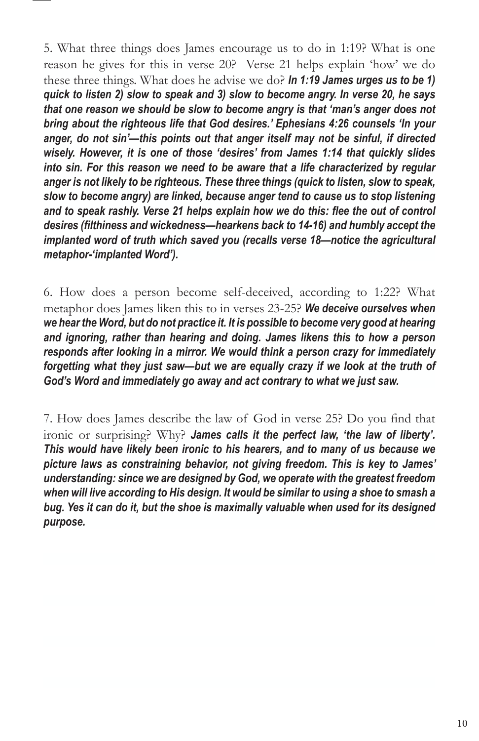5. What three things does James encourage us to do in 1:19? What is one reason he gives for this in verse 20? Verse 21 helps explain 'how' we do these three things. What does he advise we do? ***In 1:19 James urges us to be 1) quick to listen 2) slow to speak and 3) slow to become angry. In verse 20, he says that one reason we should be slow to become angry is that 'man's anger does not bring about the righteous life that God desires.' Ephesians 4:26 counsels 'In your anger, do not sin'—this points out that anger itself may not be sinful, if directed wisely. However, it is one of those 'desires' from James 1:14 that quickly slides into sin. For this reason we need to be aware that a life characterized by regular anger is not likely to be righteous. These three things (quick to listen, slow to speak, slow to become angry) are linked, because anger tend to cause us to stop listening and to speak rashly. Verse 21 helps explain how we do this: flee the out of control desires (filthiness and wickedness—hearkens back to 14-16) and humbly accept the implanted word of truth which saved you (recalls verse 18—notice the agricultural metaphor-'implanted Word').***

6. How does a person become self-deceived, according to 1:22? What metaphor does James liken this to in verses 23-25? ***We deceive ourselves when we hear the Word, but do not practice it. It is possible to become very good at hearing and ignoring, rather than hearing and doing. James likens this to how a person responds after looking in a mirror. We would think a person crazy for immediately forgetting what they just saw—but we are equally crazy if we look at the truth of God's Word and immediately go away and act contrary to what we just saw.***

7. How does James describe the law of God in verse 25? Do you find that ironic or surprising? Why? ***James calls it the perfect law, 'the law of liberty'. This would have likely been ironic to his hearers, and to many of us because we picture laws as constraining behavior, not giving freedom. This is key to James' understanding: since we are designed by God, we operate with the greatest freedom when will live according to His design. It would be similar to using a shoe to smash a bug. Yes it can do it, but the shoe is maximally valuable when used for its designed purpose.***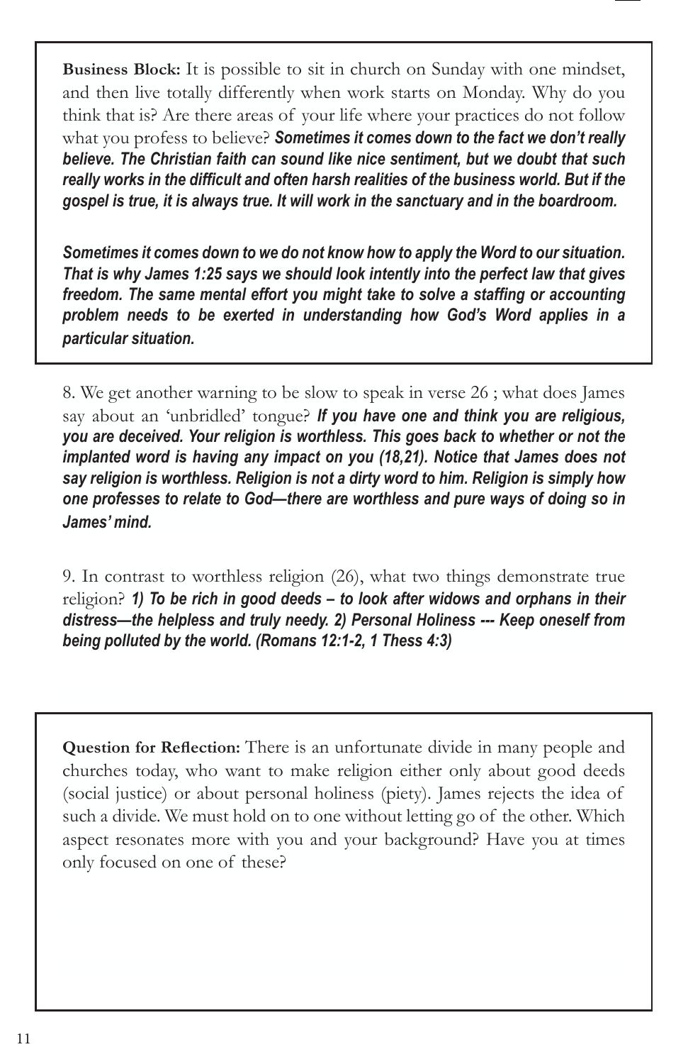**Business Block:** It is possible to sit in church on Sunday with one mindset, and then live totally differently when work starts on Monday. Why do you think that is? Are there areas of your life where your practices do not follow what you profess to believe? ***Sometimes it comes down to the fact we don't really believe. The Christian faith can sound like nice sentiment, but we doubt that such really works in the difficult and often harsh realities of the business world. But if the gospel is true, it is always true. It will work in the sanctuary and in the boardroom.***

***Sometimes it comes down to we do not know how to apply the Word to our situation. That is why James 1:25 says we should look intently into the perfect law that gives freedom. The same mental effort you might take to solve a staffing or accounting problem needs to be exerted in understanding how God's Word applies in a particular situation.***

8. We get another warning to be slow to speak in verse 26 ; what does James say about an 'unbridled' tongue? ***If you have one and think you are religious, you are deceived. Your religion is worthless. This goes back to whether or not the implanted word is having any impact on you (18,21). Notice that James does not say religion is worthless. Religion is not a dirty word to him. Religion is simply how one professes to relate to God—there are worthless and pure ways of doing so in James' mind.***

9. In contrast to worthless religion (26), what two things demonstrate true religion? ***1) To be rich in good deeds – to look after widows and orphans in their distress—the helpless and truly needy. 2) Personal Holiness --- Keep oneself from being polluted by the world. (Romans 12:1-2, 1 Thess 4:3)***

**Question for Reflection:** There is an unfortunate divide in many people and churches today, who want to make religion either only about good deeds (social justice) or about personal holiness (piety). James rejects the idea of such a divide. We must hold on to one without letting go of the other. Which aspect resonates more with you and your background? Have you at times only focused on one of these?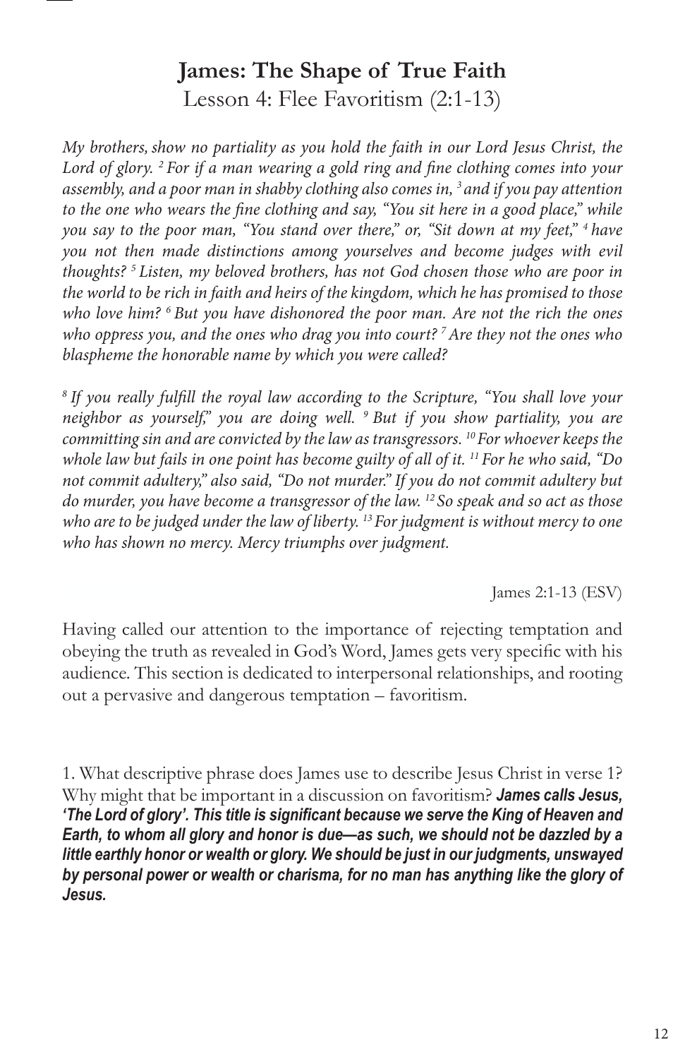## James: The Shape of True Faith

Lesson 4: Flee Favoritism (2:1-13)

*My brothers, show no partiality as you hold the faith in our Lord Jesus Christ, the Lord of glory. [2] For if a man wearing a gold ring and fine clothing comes into your assembly, and a poor man in shabby clothing also comes in, [3] and if you pay attention to the one who wears the fine clothing and say, "You sit here in a good place," while you say to the poor man, "You stand over there," or, "Sit down at my feet," [4] have you not then made distinctions among yourselves and become judges with evil thoughts? [5] Listen, my beloved brothers, has not God chosen those who are poor in the world to be rich in faith and heirs of the kingdom, which he has promised to those who love him? [6] But you have dishonored the poor man. Are not the rich the ones who oppress you, and the ones who drag you into court? [7] Are they not the ones who blaspheme the honorable name by which you were called?*

*[8] If you really fulfill the royal law according to the Scripture, "You shall love your neighbor as yourself," you are doing well. [9] But if you show partiality, you are committing sin and are convicted by the law as transgressors. [10] For whoever keeps the whole law but fails in one point has become guilty of all of it. [11] For he who said, "Do not commit adultery," also said, "Do not murder." If you do not commit adultery but do murder, you have become a transgressor of the law. [12] So speak and so act as those who are to be judged under the law of liberty. [13] For judgment is without mercy to one who has shown no mercy. Mercy triumphs over judgment.*

James 2:1-13 (ESV)

Having called our attention to the importance of rejecting temptation and obeying the truth as revealed in God's Word, James gets very specific with his audience. This section is dedicated to interpersonal relationships, and rooting out a pervasive and dangerous temptation – favoritism.

1. What descriptive phrase does James use to describe Jesus Christ in verse 1? Why might that be important in a discussion on favoritism? ***James calls Jesus, 'The Lord of glory'. This title is significant because we serve the King of Heaven and Earth, to whom all glory and honor is due—as such, we should not be dazzled by a little earthly honor or wealth or glory. We should be just in our judgments, unswayed by personal power or wealth or charisma, for no man has anything like the glory of Jesus.***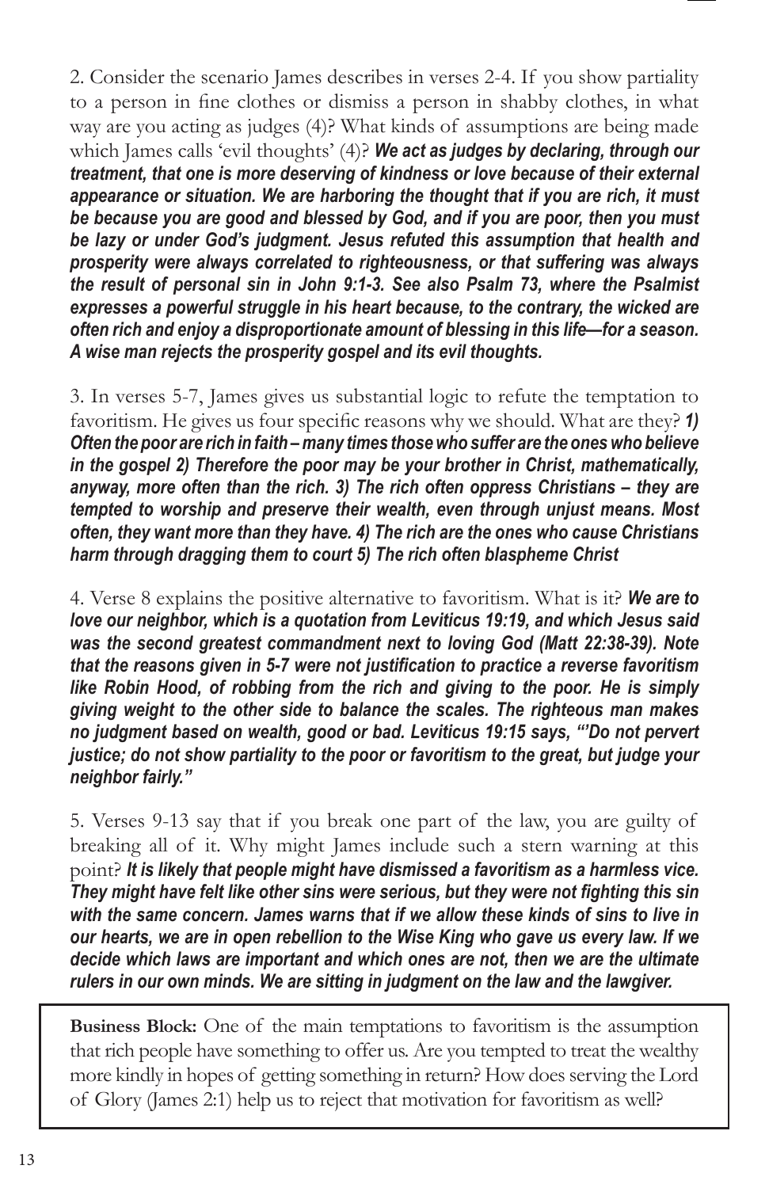2. Consider the scenario James describes in verses 2-4. If you show partiality to a person in fine clothes or dismiss a person in shabby clothes, in what way are you acting as judges (4)? What kinds of assumptions are being made which James calls 'evil thoughts' (4)? ***We act as judges by declaring, through our treatment, that one is more deserving of kindness or love because of their external appearance or situation. We are harboring the thought that if you are rich, it must be because you are good and blessed by God, and if you are poor, then you must be lazy or under God's judgment. Jesus refuted this assumption that health and prosperity were always correlated to righteousness, or that suffering was always the result of personal sin in John 9:1-3. See also Psalm 73, where the Psalmist expresses a powerful struggle in his heart because, to the contrary, the wicked are often rich and enjoy a disproportionate amount of blessing in this life—for a season. A wise man rejects the prosperity gospel and its evil thoughts.***

3. In verses 5-7, James gives us substantial logic to refute the temptation to favoritism. He gives us four specific reasons why we should. What are they? ***1) Often the poor are rich in faith – many times those who suffer are the ones who believe in the gospel 2) Therefore the poor may be your brother in Christ, mathematically, anyway, more often than the rich. 3) The rich often oppress Christians – they are tempted to worship and preserve their wealth, even through unjust means. Most often, they want more than they have. 4) The rich are the ones who cause Christians harm through dragging them to court 5) The rich often blaspheme Christ***

4. Verse 8 explains the positive alternative to favoritism. What is it? ***We are to love our neighbor, which is a quotation from Leviticus 19:19, and which Jesus said was the second greatest commandment next to loving God (Matt 22:38-39). Note that the reasons given in 5-7 were not justification to practice a reverse favoritism like Robin Hood, of robbing from the rich and giving to the poor. He is simply giving weight to the other side to balance the scales. The righteous man makes no judgment based on wealth, good or bad. Leviticus 19:15 says, "'Do not pervert justice; do not show partiality to the poor or favoritism to the great, but judge your neighbor fairly."***

5. Verses 9-13 say that if you break one part of the law, you are guilty of breaking all of it. Why might James include such a stern warning at this point? ***It is likely that people might have dismissed a favoritism as a harmless vice. They might have felt like other sins were serious, but they were not fighting this sin with the same concern. James warns that if we allow these kinds of sins to live in our hearts, we are in open rebellion to the Wise King who gave us every law. If we decide which laws are important and which ones are not, then we are the ultimate rulers in our own minds. We are sitting in judgment on the law and the lawgiver.***

**Business Block:** One of the main temptations to favoritism is the assumption that rich people have something to offer us. Are you tempted to treat the wealthy more kindly in hopes of getting something in return? How does serving the Lord of Glory (James 2:1) help us to reject that motivation for favoritism as well?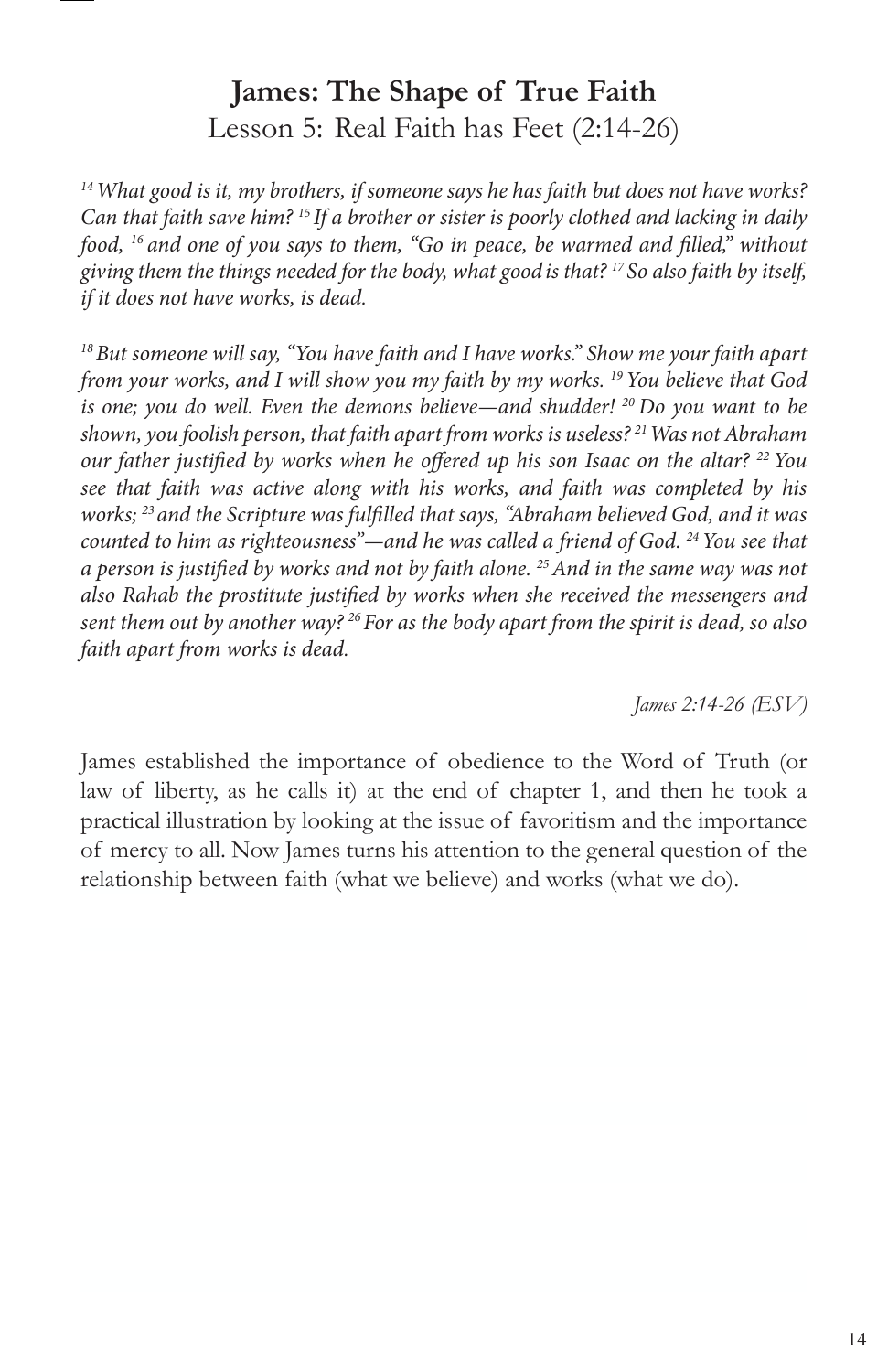# James: The Shape of True Faith

## Lesson 5: Real Faith has Feet (2:14-26)

*[14] What good is it, my brothers, if someone says he has faith but does not have works? Can that faith save him? [15] If a brother or sister is poorly clothed and lacking in daily food, [16] and one of you says to them, "Go in peace, be warmed and filled," without giving them the things needed for the body, what good is that? [17] So also faith by itself, if it does not have works, is dead.*

*[18] But someone will say, "You have faith and I have works." Show me your faith apart from your works, and I will show you my faith by my works. [19] You believe that God is one; you do well. Even the demons believe—and shudder! [20] Do you want to be shown, you foolish person, that faith apart from works is useless? [21] Was not Abraham our father justified by works when he offered up his son Isaac on the altar? [22] You see that faith was active along with his works, and faith was completed by his works; [23] and the Scripture was fulfilled that says, "Abraham believed God, and it was counted to him as righteousness"—and he was called a friend of God. [24] You see that a person is justified by works and not by faith alone. [25] And in the same way was not also Rahab the prostitute justified by works when she received the messengers and sent them out by another way? [26] For as the body apart from the spirit is dead, so also faith apart from works is dead.*

*James 2:14-26 (ESV)*

James established the importance of obedience to the Word of Truth (or law of liberty, as he calls it) at the end of chapter 1, and then he took a practical illustration by looking at the issue of favoritism and the importance of mercy to all. Now James turns his attention to the general question of the relationship between faith (what we believe) and works (what we do).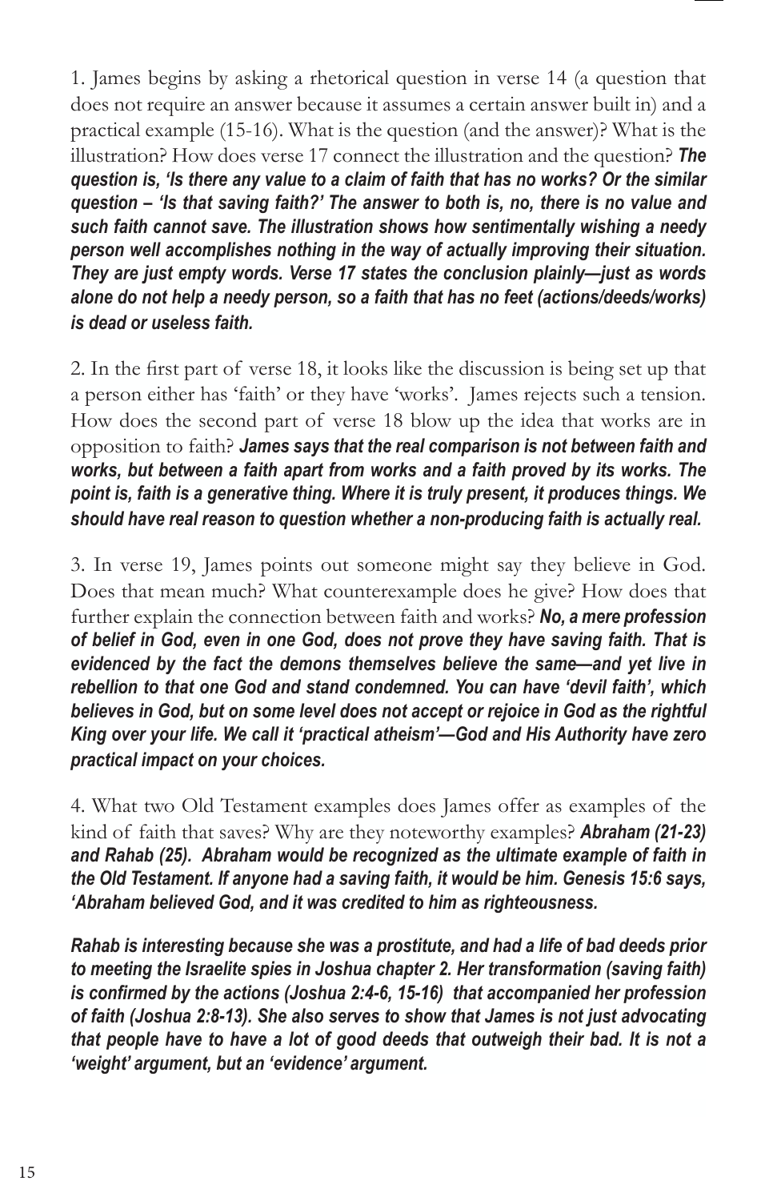1. James begins by asking a rhetorical question in verse 14 (a question that does not require an answer because it assumes a certain answer built in) and a practical example (15-16). What is the question (and the answer)? What is the illustration? How does verse 17 connect the illustration and the question? ***The question is, 'Is there any value to a claim of faith that has no works? Or the similar question – 'Is that saving faith?' The answer to both is, no, there is no value and such faith cannot save. The illustration shows how sentimentally wishing a needy person well accomplishes nothing in the way of actually improving their situation. They are just empty words. Verse 17 states the conclusion plainly—just as words alone do not help a needy person, so a faith that has no feet (actions/deeds/works) is dead or useless faith.***

2. In the first part of verse 18, it looks like the discussion is being set up that a person either has 'faith' or they have 'works'. James rejects such a tension. How does the second part of verse 18 blow up the idea that works are in opposition to faith? ***James says that the real comparison is not between faith and works, but between a faith apart from works and a faith proved by its works. The point is, faith is a generative thing. Where it is truly present, it produces things. We should have real reason to question whether a non-producing faith is actually real.***

3. In verse 19, James points out someone might say they believe in God. Does that mean much? What counterexample does he give? How does that further explain the connection between faith and works? ***No, a mere profession of belief in God, even in one God, does not prove they have saving faith. That is evidenced by the fact the demons themselves believe the same—and yet live in rebellion to that one God and stand condemned. You can have 'devil faith', which believes in God, but on some level does not accept or rejoice in God as the rightful King over your life. We call it 'practical atheism'—God and His Authority have zero practical impact on your choices.***

4. What two Old Testament examples does James offer as examples of the kind of faith that saves? Why are they noteworthy examples? ***Abraham (21-23) and Rahab (25). Abraham would be recognized as the ultimate example of faith in the Old Testament. If anyone had a saving faith, it would be him. Genesis 15:6 says, 'Abraham believed God, and it was credited to him as righteousness.***

***Rahab is interesting because she was a prostitute, and had a life of bad deeds prior to meeting the Israelite spies in Joshua chapter 2. Her transformation (saving faith) is confirmed by the actions (Joshua 2:4-6, 15-16) that accompanied her profession of faith (Joshua 2:8-13). She also serves to show that James is not just advocating that people have to have a lot of good deeds that outweigh their bad. It is not a 'weight' argument, but an 'evidence' argument.***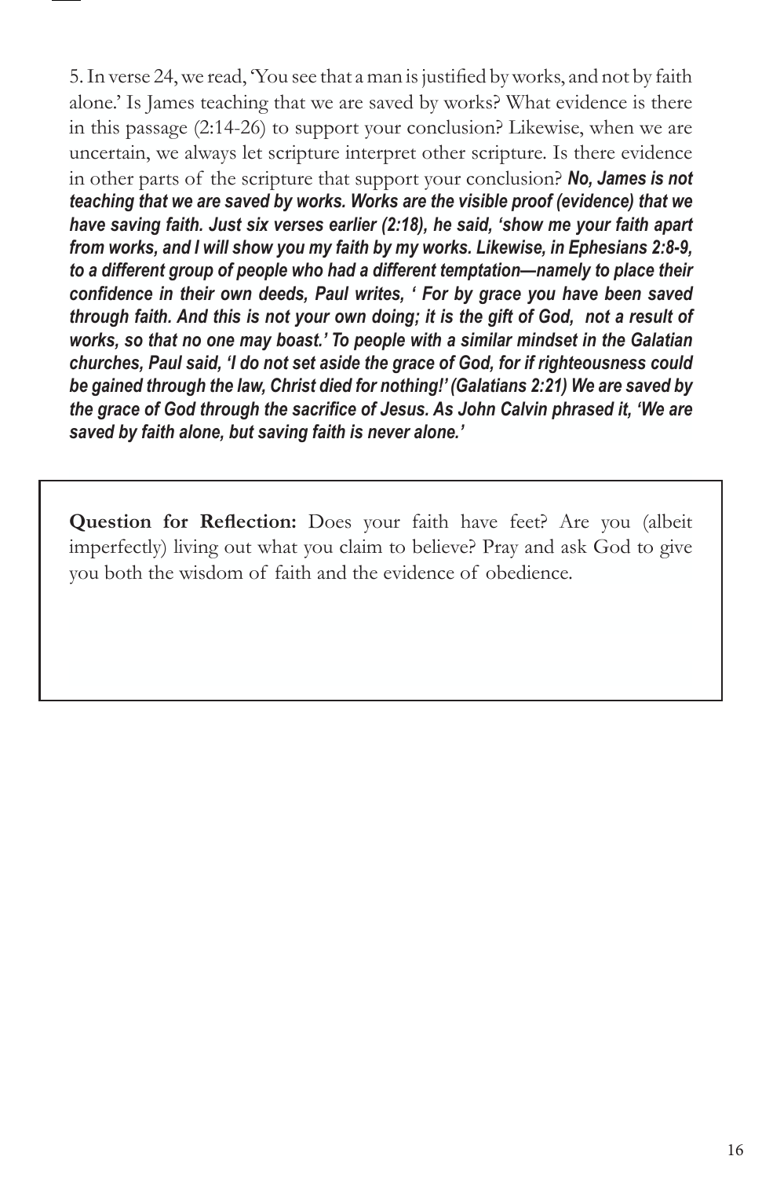5. In verse 24, we read, 'You see that a man is justified by works, and not by faith alone.' Is James teaching that we are saved by works? What evidence is there in this passage (2:14-26) to support your conclusion? Likewise, when we are uncertain, we always let scripture interpret other scripture. Is there evidence in other parts of the scripture that support your conclusion? ***No, James is not teaching that we are saved by works. Works are the visible proof (evidence) that we have saving faith. Just six verses earlier (2:18), he said, 'show me your faith apart from works, and I will show you my faith by my works. Likewise, in Ephesians 2:8-9, to a different group of people who had a different temptation—namely to place their confidence in their own deeds, Paul writes, ' For by grace you have been saved through faith. And this is not your own doing; it is the gift of God, not a result of works, so that no one may boast.' To people with a similar mindset in the Galatian churches, Paul said, 'I do not set aside the grace of God, for if righteousness could be gained through the law, Christ died for nothing!' (Galatians 2:21) We are saved by the grace of God through the sacrifice of Jesus. As John Calvin phrased it, 'We are saved by faith alone, but saving faith is never alone.'***

**Question for Reflection:** Does your faith have feet? Are you (albeit imperfectly) living out what you claim to believe? Pray and ask God to give you both the wisdom of faith and the evidence of obedience.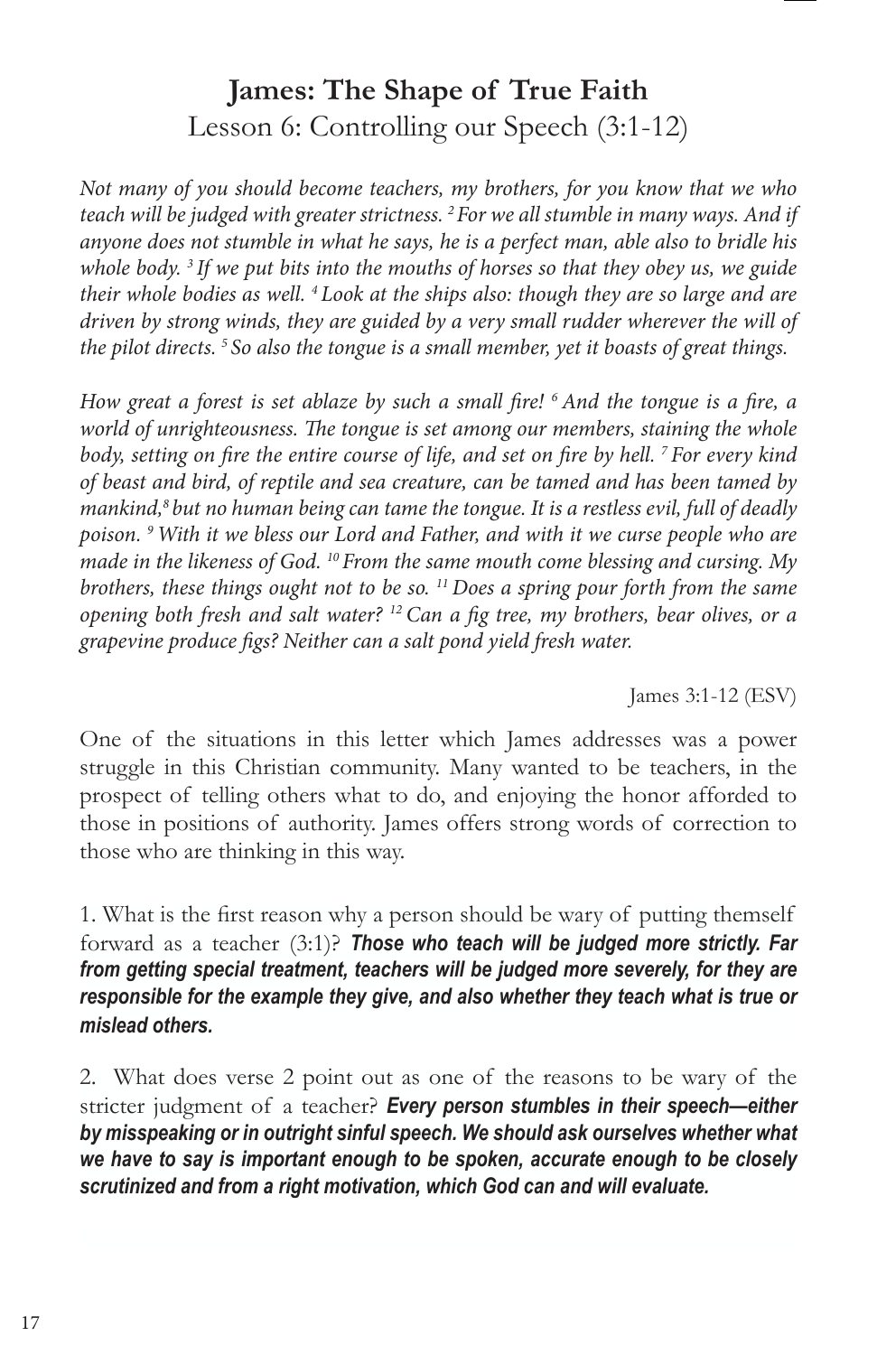# James: The Shape of True Faith

## Lesson 6: Controlling our Speech (3:1-12)

*Not many of you should become teachers, my brothers, for you know that we who teach will be judged with greater strictness. [2] For we all stumble in many ways. And if anyone does not stumble in what he says, he is a perfect man, able also to bridle his whole body. [3] If we put bits into the mouths of horses so that they obey us, we guide their whole bodies as well. [4] Look at the ships also: though they are so large and are driven by strong winds, they are guided by a very small rudder wherever the will of the pilot directs. [5] So also the tongue is a small member, yet it boasts of great things.*

*How great a forest is set ablaze by such a small fire! [6] And the tongue is a fire, a world of unrighteousness. The tongue is set among our members, staining the whole body, setting on fire the entire course of life, and set on fire by hell. [7] For every kind of beast and bird, of reptile and sea creature, can be tamed and has been tamed by mankind,[8] but no human being can tame the tongue. It is a restless evil, full of deadly poison. [9] With it we bless our Lord and Father, and with it we curse people who are made in the likeness of God. [10] From the same mouth come blessing and cursing. My brothers, these things ought not to be so. [11] Does a spring pour forth from the same opening both fresh and salt water? [12] Can a fig tree, my brothers, bear olives, or a grapevine produce figs? Neither can a salt pond yield fresh water.*

James 3:1-12 (ESV)

One of the situations in this letter which James addresses was a power struggle in this Christian community. Many wanted to be teachers, in the prospect of telling others what to do, and enjoying the honor afforded to those in positions of authority. James offers strong words of correction to those who are thinking in this way.

1. What is the first reason why a person should be wary of putting themself forward as a teacher (3:1)? ***Those who teach will be judged more strictly. Far from getting special treatment, teachers will be judged more severely, for they are responsible for the example they give, and also whether they teach what is true or mislead others.***

2. What does verse 2 point out as one of the reasons to be wary of the stricter judgment of a teacher? ***Every person stumbles in their speech—either by misspeaking or in outright sinful speech. We should ask ourselves whether what we have to say is important enough to be spoken, accurate enough to be closely scrutinized and from a right motivation, which God can and will evaluate.***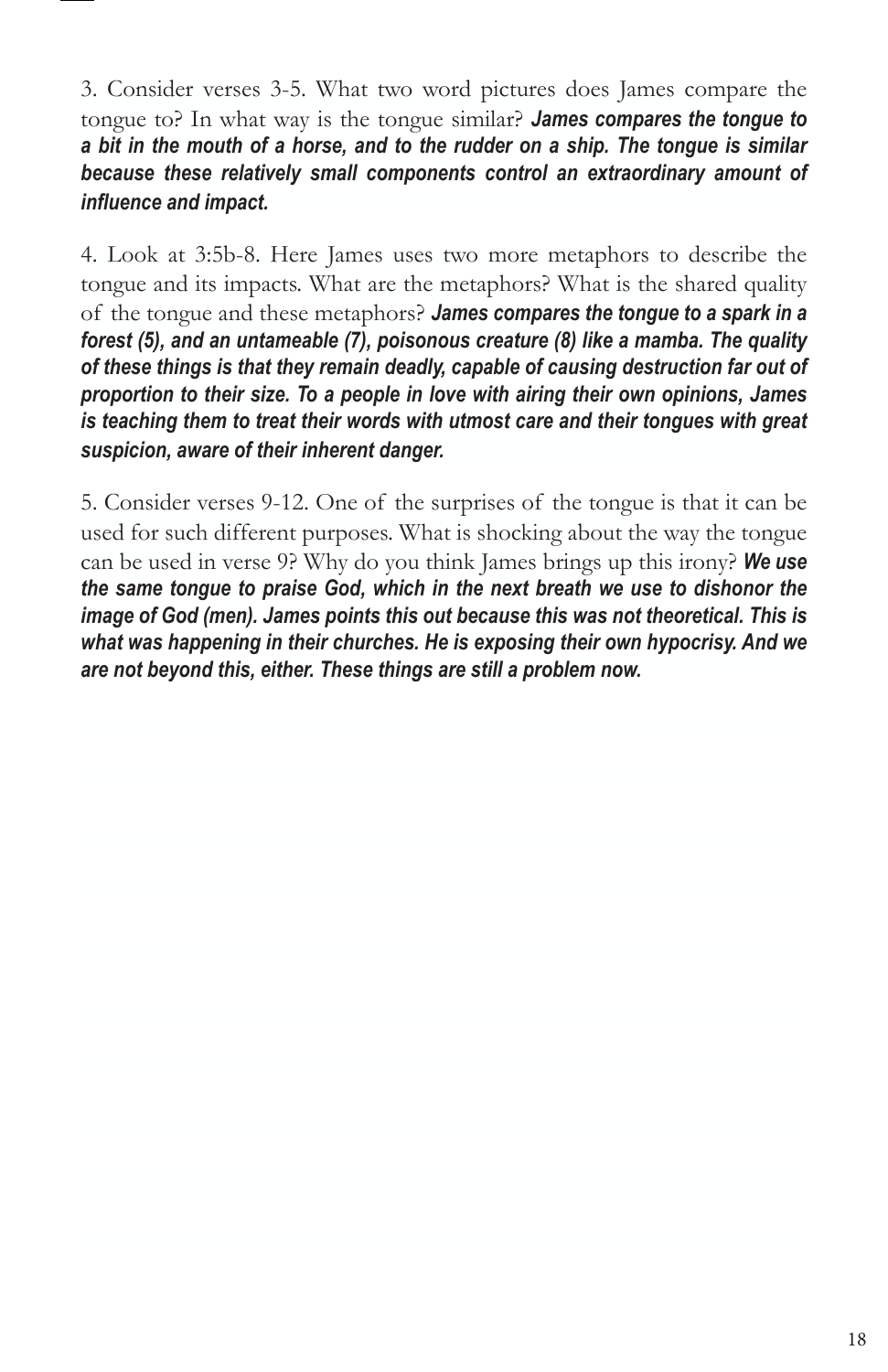3. Consider verses 3-5. What two word pictures does James compare the tongue to? In what way is the tongue similar? ***James compares the tongue to a bit in the mouth of a horse, and to the rudder on a ship. The tongue is similar because these relatively small components control an extraordinary amount of influence and impact.***

4. Look at 3:5b-8. Here James uses two more metaphors to describe the tongue and its impacts. What are the metaphors? What is the shared quality of the tongue and these metaphors? ***James compares the tongue to a spark in a forest (5), and an untameable (7), poisonous creature (8) like a mamba. The quality of these things is that they remain deadly, capable of causing destruction far out of proportion to their size. To a people in love with airing their own opinions, James is teaching them to treat their words with utmost care and their tongues with great suspicion, aware of their inherent danger.***

5. Consider verses 9-12. One of the surprises of the tongue is that it can be used for such different purposes. What is shocking about the way the tongue can be used in verse 9? Why do you think James brings up this irony? ***We use the same tongue to praise God, which in the next breath we use to dishonor the image of God (men). James points this out because this was not theoretical. This is what was happening in their churches. He is exposing their own hypocrisy. And we are not beyond this, either. These things are still a problem now.***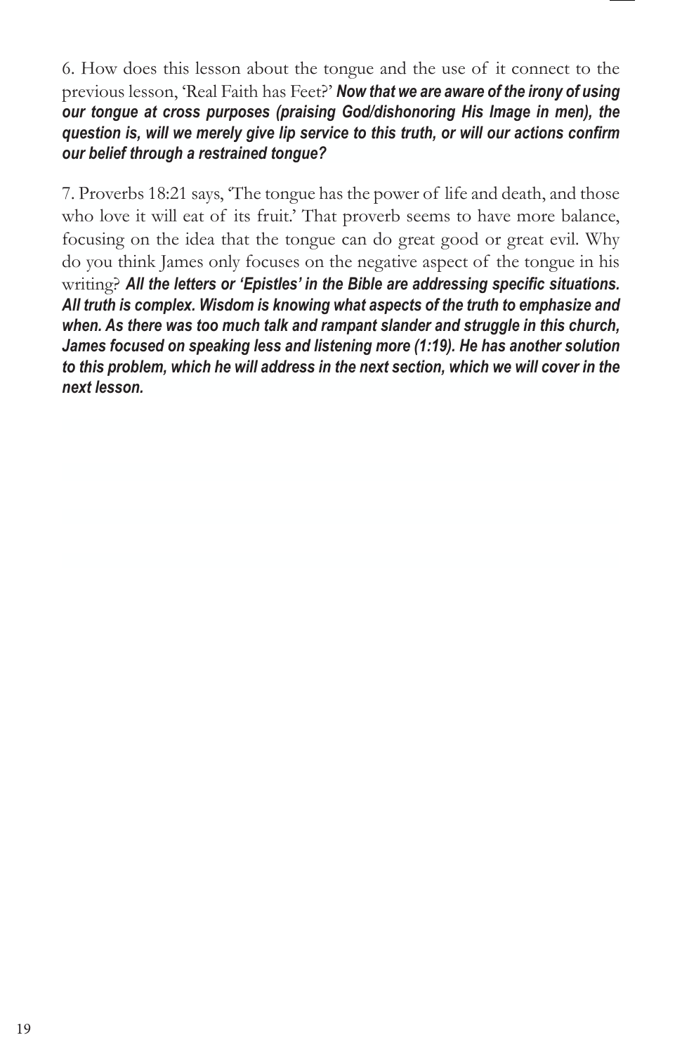6. How does this lesson about the tongue and the use of it connect to the previous lesson, 'Real Faith has Feet?' ***Now that we are aware of the irony of using our tongue at cross purposes (praising God/dishonoring His Image in men), the question is, will we merely give lip service to this truth, or will our actions confirm our belief through a restrained tongue?***

7. Proverbs 18:21 says, 'The tongue has the power of life and death, and those who love it will eat of its fruit.' That proverb seems to have more balance, focusing on the idea that the tongue can do great good or great evil. Why do you think James only focuses on the negative aspect of the tongue in his writing? ***All the letters or 'Epistles' in the Bible are addressing specific situations. All truth is complex. Wisdom is knowing what aspects of the truth to emphasize and when. As there was too much talk and rampant slander and struggle in this church, James focused on speaking less and listening more (1:19). He has another solution to this problem, which he will address in the next section, which we will cover in the next lesson.***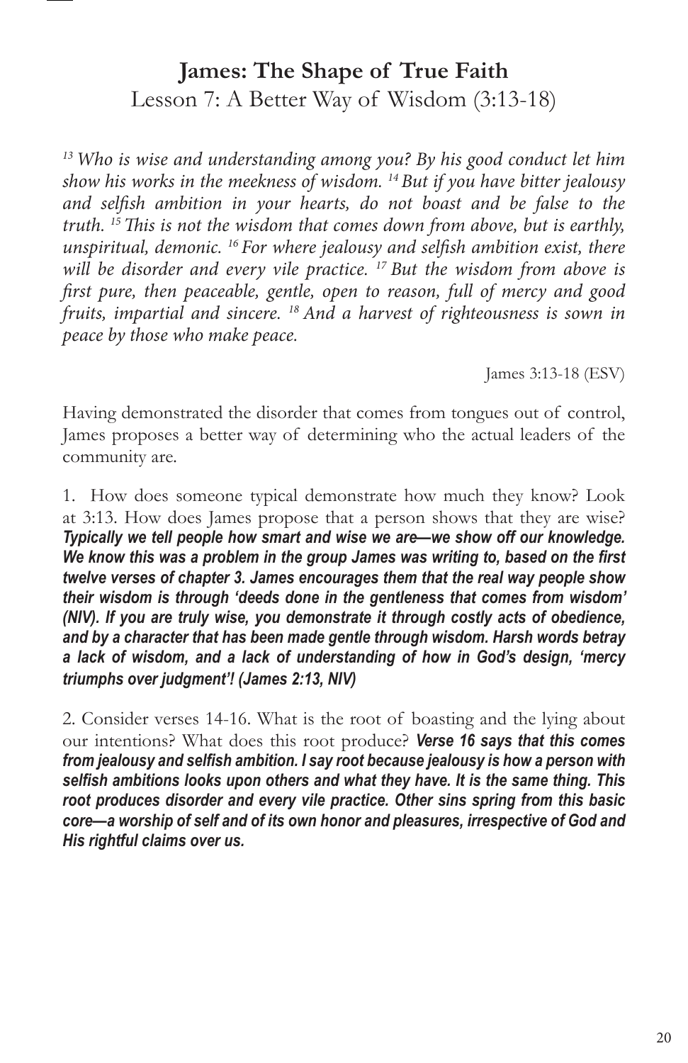# James: The Shape of True Faith

## Lesson 7: A Better Way of Wisdom (3:13-18)

*[13] Who is wise and understanding among you? By his good conduct let him show his works in the meekness of wisdom. [14] But if you have bitter jealousy and selfish ambition in your hearts, do not boast and be false to the truth. [15] This is not the wisdom that comes down from above, but is earthly, unspiritual, demonic. [16] For where jealousy and selfish ambition exist, there will be disorder and every vile practice. [17] But the wisdom from above is first pure, then peaceable, gentle, open to reason, full of mercy and good fruits, impartial and sincere. [18] And a harvest of righteousness is sown in peace by those who make peace.*

James 3:13-18 (ESV)

Having demonstrated the disorder that comes from tongues out of control, James proposes a better way of determining who the actual leaders of the community are.

1. How does someone typical demonstrate how much they know? Look at 3:13. How does James propose that a person shows that they are wise? ***Typically we tell people how smart and wise we are—we show off our knowledge. We know this was a problem in the group James was writing to, based on the first twelve verses of chapter 3. James encourages them that the real way people show their wisdom is through 'deeds done in the gentleness that comes from wisdom' (NIV). If you are truly wise, you demonstrate it through costly acts of obedience, and by a character that has been made gentle through wisdom. Harsh words betray a lack of wisdom, and a lack of understanding of how in God's design, 'mercy triumphs over judgment'! (James 2:13, NIV)***

2. Consider verses 14-16. What is the root of boasting and the lying about our intentions? What does this root produce? ***Verse 16 says that this comes from jealousy and selfish ambition. I say root because jealousy is how a person with selfish ambitions looks upon others and what they have. It is the same thing. This root produces disorder and every vile practice. Other sins spring from this basic core—a worship of self and of its own honor and pleasures, irrespective of God and His rightful claims over us.***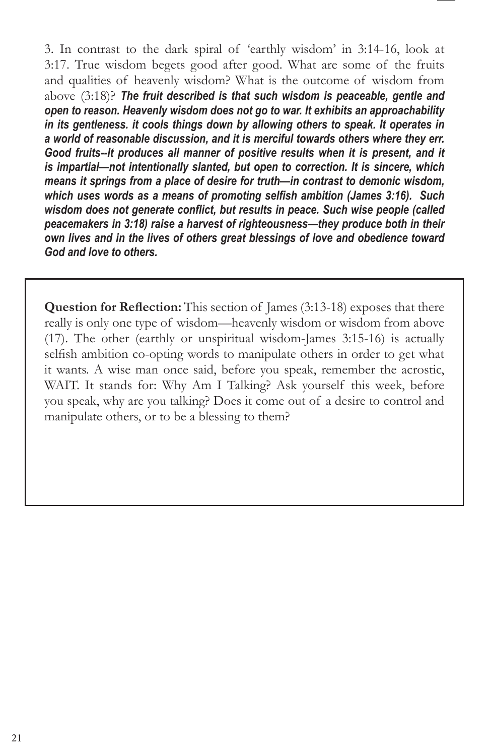3. In contrast to the dark spiral of 'earthly wisdom' in 3:14-16, look at 3:17. True wisdom begets good after good. What are some of the fruits and qualities of heavenly wisdom? What is the outcome of wisdom from above (3:18)? ***The fruit described is that such wisdom is peaceable, gentle and open to reason. Heavenly wisdom does not go to war. It exhibits an approachability in its gentleness. it cools things down by allowing others to speak. It operates in a world of reasonable discussion, and it is merciful towards others where they err. Good fruits--It produces all manner of positive results when it is present, and it is impartial—not intentionally slanted, but open to correction. It is sincere, which means it springs from a place of desire for truth—in contrast to demonic wisdom, which uses words as a means of promoting selfish ambition (James 3:16). Such wisdom does not generate conflict, but results in peace. Such wise people (called peacemakers in 3:18) raise a harvest of righteousness—they produce both in their own lives and in the lives of others great blessings of love and obedience toward God and love to others.***

**Question for Reflection:** This section of James (3:13-18) exposes that there really is only one type of wisdom—heavenly wisdom or wisdom from above (17). The other (earthly or unspiritual wisdom-James 3:15-16) is actually selfish ambition co-opting words to manipulate others in order to get what it wants. A wise man once said, before you speak, remember the acrostic, WAIT. It stands for: Why Am I Talking? Ask yourself this week, before you speak, why are you talking? Does it come out of a desire to control and manipulate others, or to be a blessing to them?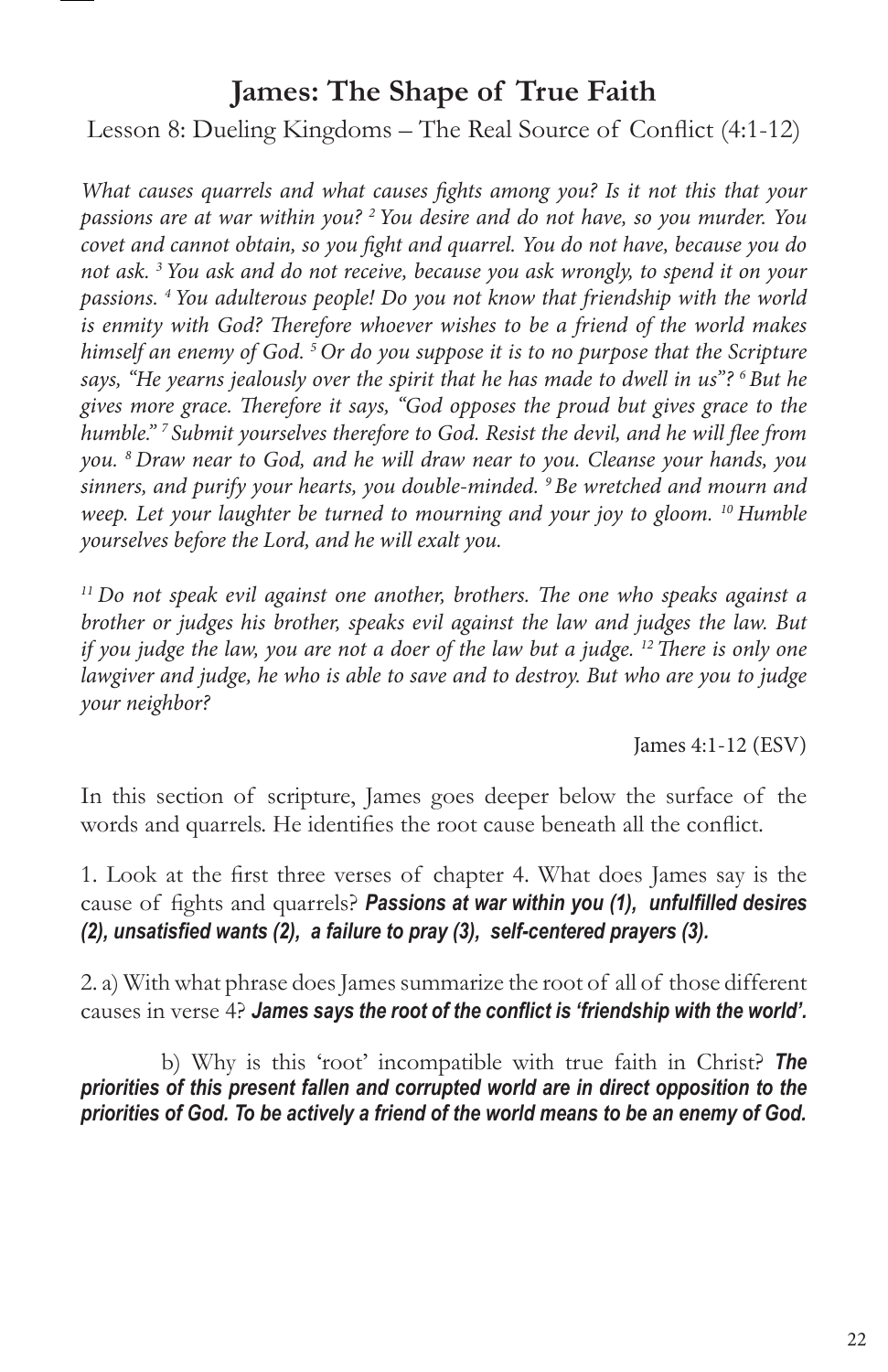# James: The Shape of True Faith

Lesson 8: Dueling Kingdoms – The Real Source of Conflict (4:1-12)

*What causes quarrels and what causes fights among you? Is it not this that your passions are at war within you? [2] You desire and do not have, so you murder. You covet and cannot obtain, so you fight and quarrel. You do not have, because you do not ask. [3] You ask and do not receive, because you ask wrongly, to spend it on your passions. [4] You adulterous people! Do you not know that friendship with the world is enmity with God? Therefore whoever wishes to be a friend of the world makes himself an enemy of God. [5] Or do you suppose it is to no purpose that the Scripture says, "He yearns jealously over the spirit that he has made to dwell in us"? [6] But he gives more grace. Therefore it says, "God opposes the proud but gives grace to the humble." [7] Submit yourselves therefore to God. Resist the devil, and he will flee from you. [8] Draw near to God, and he will draw near to you. Cleanse your hands, you sinners, and purify your hearts, you double-minded. [9] Be wretched and mourn and weep. Let your laughter be turned to mourning and your joy to gloom. [10] Humble yourselves before the Lord, and he will exalt you.*

*[11] Do not speak evil against one another, brothers. The one who speaks against a brother or judges his brother, speaks evil against the law and judges the law. But if you judge the law, you are not a doer of the law but a judge. [12] There is only one lawgiver and judge, he who is able to save and to destroy. But who are you to judge your neighbor?*

James 4:1-12 (ESV)

In this section of scripture, James goes deeper below the surface of the words and quarrels. He identifies the root cause beneath all the conflict.

1. Look at the first three verses of chapter 4. What does James say is the cause of fights and quarrels? ***Passions at war within you (1), unfulfilled desires (2), unsatisfied wants (2), a failure to pray (3), self-centered prayers (3).***

2. a) With what phrase does James summarize the root of all of those different causes in verse 4? ***James says the root of the conflict is 'friendship with the world'.***

b) Why is this 'root' incompatible with true faith in Christ? ***The priorities of this present fallen and corrupted world are in direct opposition to the priorities of God. To be actively a friend of the world means to be an enemy of God.***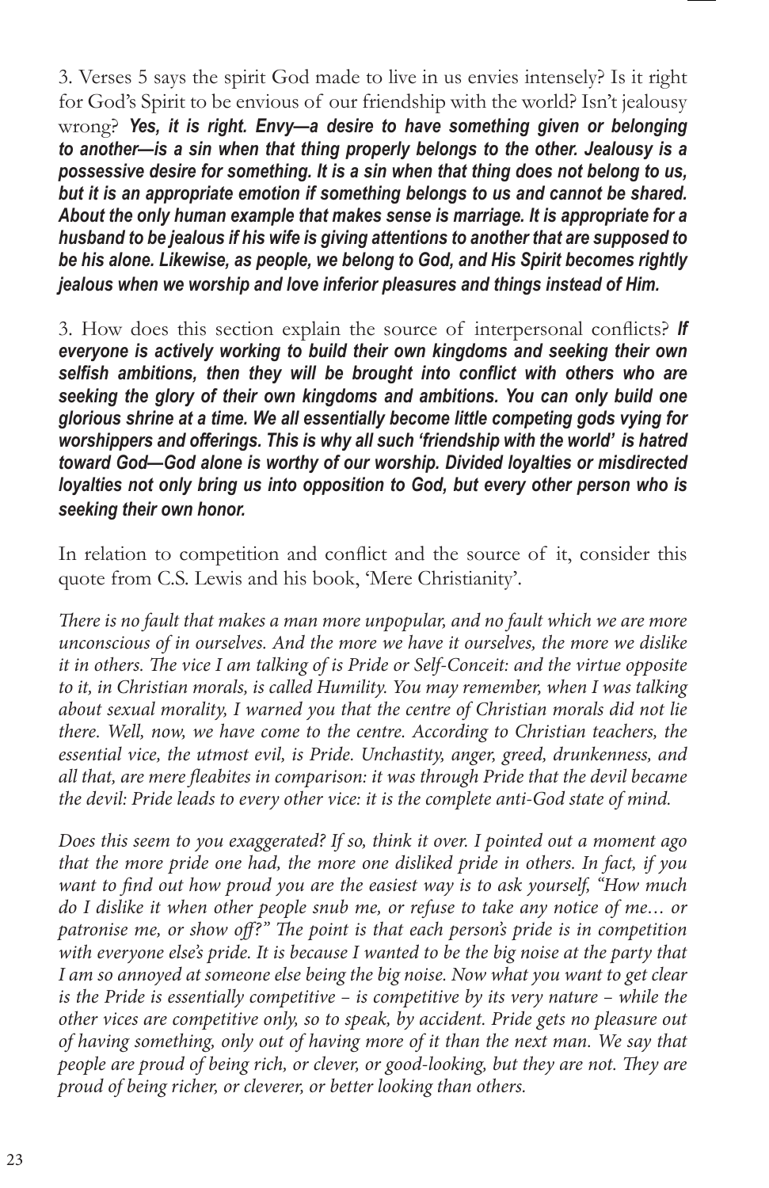3. Verses 5 says the spirit God made to live in us envies intensely? Is it right for God's Spirit to be envious of our friendship with the world? Isn't jealousy wrong? ***Yes, it is right. Envy—a desire to have something given or belonging to another—is a sin when that thing properly belongs to the other. Jealousy is a possessive desire for something. It is a sin when that thing does not belong to us, but it is an appropriate emotion if something belongs to us and cannot be shared. About the only human example that makes sense is marriage. It is appropriate for a husband to be jealous if his wife is giving attentions to another that are supposed to be his alone. Likewise, as people, we belong to God, and His Spirit becomes rightly jealous when we worship and love inferior pleasures and things instead of Him.***

3. How does this section explain the source of interpersonal conflicts? ***If everyone is actively working to build their own kingdoms and seeking their own selfish ambitions, then they will be brought into conflict with others who are seeking the glory of their own kingdoms and ambitions. You can only build one glorious shrine at a time. We all essentially become little competing gods vying for worshippers and offerings. This is why all such 'friendship with the world' is hatred toward God—God alone is worthy of our worship. Divided loyalties or misdirected loyalties not only bring us into opposition to God, but every other person who is seeking their own honor.***

In relation to competition and conflict and the source of it, consider this quote from C.S. Lewis and his book, 'Mere Christianity'.

*There is no fault that makes a man more unpopular, and no fault which we are more unconscious of in ourselves. And the more we have it ourselves, the more we dislike it in others. The vice I am talking of is Pride or Self-Conceit: and the virtue opposite to it, in Christian morals, is called Humility. You may remember, when I was talking about sexual morality, I warned you that the centre of Christian morals did not lie there. Well, now, we have come to the centre. According to Christian teachers, the essential vice, the utmost evil, is Pride. Unchastity, anger, greed, drunkenness, and all that, are mere fleabites in comparison: it was through Pride that the devil became the devil: Pride leads to every other vice: it is the complete anti-God state of mind.*

*Does this seem to you exaggerated? If so, think it over. I pointed out a moment ago that the more pride one had, the more one disliked pride in others. In fact, if you want to find out how proud you are the easiest way is to ask yourself, "How much do I dislike it when other people snub me, or refuse to take any notice of me… or patronise me, or show off?" The point is that each person's pride is in competition with everyone else's pride. It is because I wanted to be the big noise at the party that I am so annoyed at someone else being the big noise. Now what you want to get clear is the Pride is essentially competitive – is competitive by its very nature – while the other vices are competitive only, so to speak, by accident. Pride gets no pleasure out of having something, only out of having more of it than the next man. We say that people are proud of being rich, or clever, or good-looking, but they are not. They are proud of being richer, or cleverer, or better looking than others.*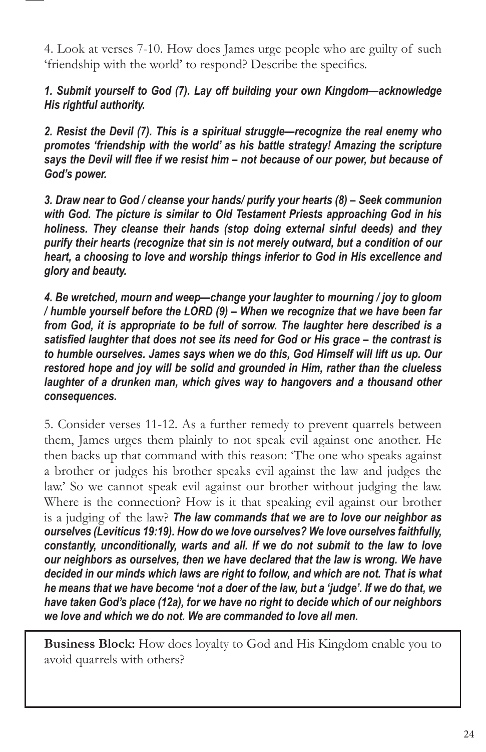4. Look at verses 7-10. How does James urge people who are guilty of such 'friendship with the world' to respond? Describe the specifics.

***1. Submit yourself to God (7). Lay off building your own Kingdom—acknowledge His rightful authority.***

***2. Resist the Devil (7). This is a spiritual struggle—recognize the real enemy who promotes 'friendship with the world' as his battle strategy! Amazing the scripture says the Devil will flee if we resist him – not because of our power, but because of God's power.***

***3. Draw near to God / cleanse your hands/ purify your hearts (8) – Seek communion with God. The picture is similar to Old Testament Priests approaching God in his holiness. They cleanse their hands (stop doing external sinful deeds) and they purify their hearts (recognize that sin is not merely outward, but a condition of our heart, a choosing to love and worship things inferior to God in His excellence and glory and beauty.***

***4. Be wretched, mourn and weep—change your laughter to mourning / joy to gloom / humble yourself before the LORD (9) – When we recognize that we have been far from God, it is appropriate to be full of sorrow. The laughter here described is a satisfied laughter that does not see its need for God or His grace – the contrast is to humble ourselves. James says when we do this, God Himself will lift us up. Our restored hope and joy will be solid and grounded in Him, rather than the clueless laughter of a drunken man, which gives way to hangovers and a thousand other consequences.***

5. Consider verses 11-12. As a further remedy to prevent quarrels between them, James urges them plainly to not speak evil against one another. He then backs up that command with this reason: 'The one who speaks against a brother or judges his brother speaks evil against the law and judges the law.' So we cannot speak evil against our brother without judging the law. Where is the connection? How is it that speaking evil against our brother is a judging of the law? ***The law commands that we are to love our neighbor as ourselves (Leviticus 19:19). How do we love ourselves? We love ourselves faithfully, constantly, unconditionally, warts and all. If we do not submit to the law to love our neighbors as ourselves, then we have declared that the law is wrong. We have decided in our minds which laws are right to follow, and which are not. That is what he means that we have become 'not a doer of the law, but a 'judge'. If we do that, we have taken God's place (12a), for we have no right to decide which of our neighbors we love and which we do not. We are commanded to love all men.***

**Business Block:** How does loyalty to God and His Kingdom enable you to avoid quarrels with others?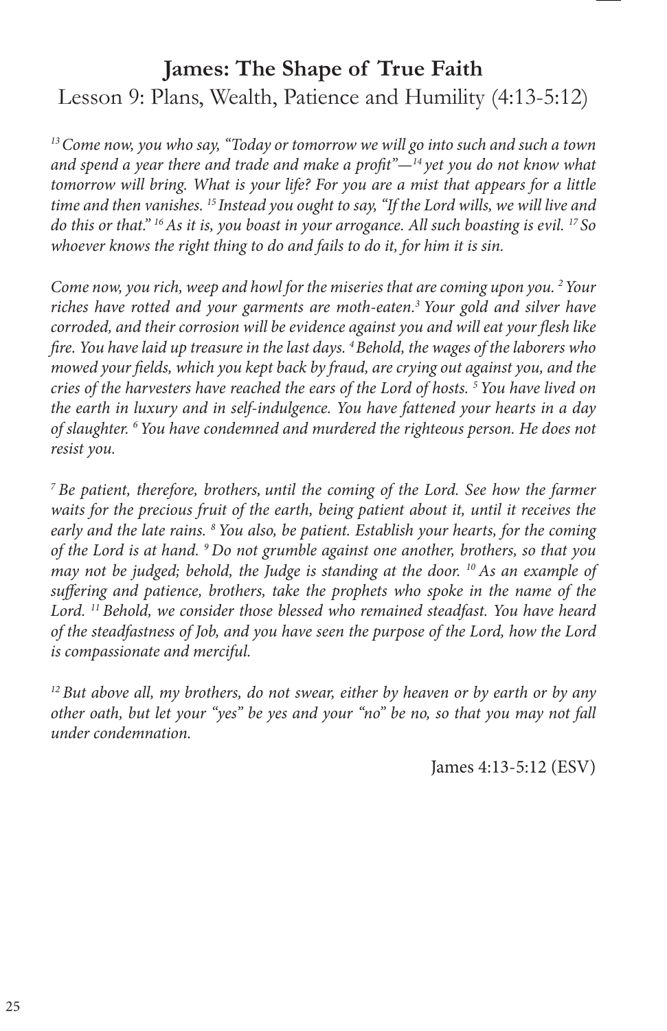## James: The Shape of True Faith

Lesson 9: Plans, Wealth, Patience and Humility (4:13-5:12)

*[13] Come now, you who say, "Today or tomorrow we will go into such and such a town and spend a year there and trade and make a profit"—[14] yet you do not know what tomorrow will bring. What is your life? For you are a mist that appears for a little time and then vanishes. [15] Instead you ought to say, "If the Lord wills, we will live and do this or that." [16] As it is, you boast in your arrogance. All such boasting is evil. [17] So whoever knows the right thing to do and fails to do it, for him it is sin.*

*Come now, you rich, weep and howl for the miseries that are coming upon you. [2] Your riches have rotted and your garments are moth-eaten.[3] Your gold and silver have corroded, and their corrosion will be evidence against you and will eat your flesh like fire. You have laid up treasure in the last days. [4] Behold, the wages of the laborers who mowed your fields, which you kept back by fraud, are crying out against you, and the cries of the harvesters have reached the ears of the Lord of hosts. [5] You have lived on the earth in luxury and in self-indulgence. You have fattened your hearts in a day of slaughter. [6] You have condemned and murdered the righteous person. He does not resist you.*

*[7] Be patient, therefore, brothers, until the coming of the Lord. See how the farmer waits for the precious fruit of the earth, being patient about it, until it receives the early and the late rains. [8] You also, be patient. Establish your hearts, for the coming of the Lord is at hand. [9] Do not grumble against one another, brothers, so that you may not be judged; behold, the Judge is standing at the door. [10] As an example of suffering and patience, brothers, take the prophets who spoke in the name of the Lord. [11] Behold, we consider those blessed who remained steadfast. You have heard of the steadfastness of Job, and you have seen the purpose of the Lord, how the Lord is compassionate and merciful.*

*[12] But above all, my brothers, do not swear, either by heaven or by earth or by any other oath, but let your "yes" be yes and your "no" be no, so that you may not fall under condemnation.*

James 4:13-5:12 (ESV)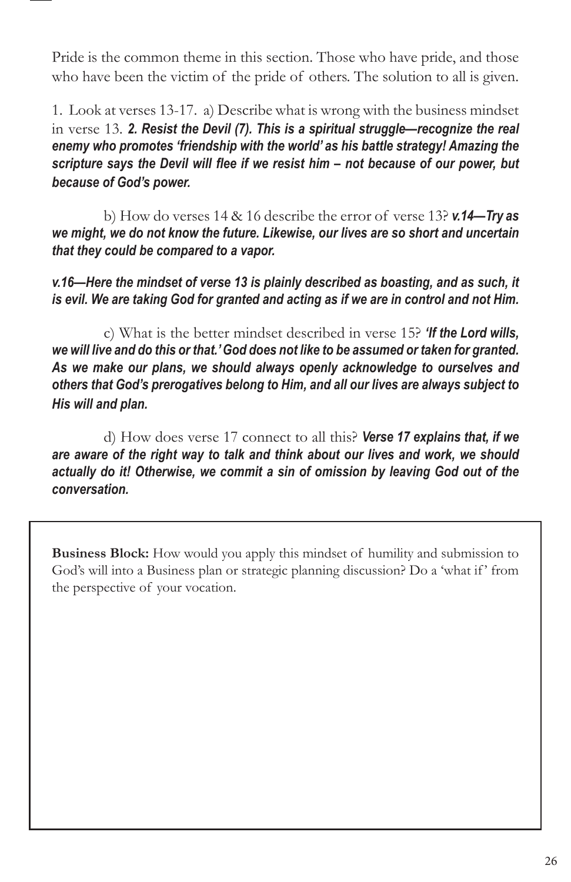Pride is the common theme in this section. Those who have pride, and those who have been the victim of the pride of others. The solution to all is given.

1. Look at verses 13-17. a) Describe what is wrong with the business mindset in verse 13. ***2. Resist the Devil (7). This is a spiritual struggle—recognize the real enemy who promotes 'friendship with the world' as his battle strategy! Amazing the scripture says the Devil will flee if we resist him – not because of our power, but because of God's power.***

b) How do verses 14 & 16 describe the error of verse 13? ***v.14—Try as we might, we do not know the future. Likewise, our lives are so short and uncertain that they could be compared to a vapor.***

***v.16—Here the mindset of verse 13 is plainly described as boasting, and as such, it is evil. We are taking God for granted and acting as if we are in control and not Him.***

c) What is the better mindset described in verse 15? ***'If the Lord wills, we will live and do this or that.' God does not like to be assumed or taken for granted. As we make our plans, we should always openly acknowledge to ourselves and others that God's prerogatives belong to Him, and all our lives are always subject to His will and plan.***

d) How does verse 17 connect to all this? ***Verse 17 explains that, if we are aware of the right way to talk and think about our lives and work, we should actually do it! Otherwise, we commit a sin of omission by leaving God out of the conversation.***

**Business Block:** How would you apply this mindset of humility and submission to God's will into a Business plan or strategic planning discussion? Do a 'what if' from the perspective of your vocation.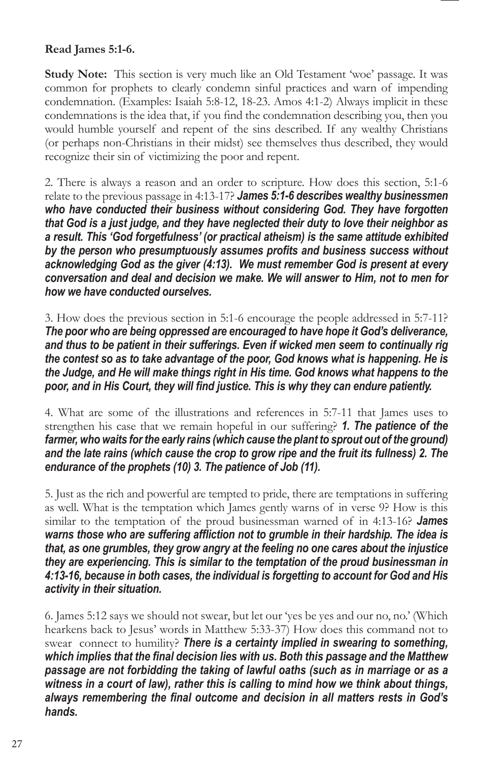**Read James 5:1-6.**

**Study Note:** This section is very much like an Old Testament 'woe' passage. It was common for prophets to clearly condemn sinful practices and warn of impending condemnation. (Examples: Isaiah 5:8-12, 18-23. Amos 4:1-2) Always implicit in these condemnations is the idea that, if you find the condemnation describing you, then you would humble yourself and repent of the sins described. If any wealthy Christians (or perhaps non-Christians in their midst) see themselves thus described, they would recognize their sin of victimizing the poor and repent.

2. There is always a reason and an order to scripture. How does this section, 5:1-6 relate to the previous passage in 4:13-17? ***James 5:1-6 describes wealthy businessmen who have conducted their business without considering God. They have forgotten that God is a just judge, and they have neglected their duty to love their neighbor as a result. This 'God forgetfulness' (or practical atheism) is the same attitude exhibited by the person who presumptuously assumes profits and business success without acknowledging God as the giver (4:13). We must remember God is present at every conversation and deal and decision we make. We will answer to Him, not to men for how we have conducted ourselves.***

3. How does the previous section in 5:1-6 encourage the people addressed in 5:7-11? ***The poor who are being oppressed are encouraged to have hope it God's deliverance, and thus to be patient in their sufferings. Even if wicked men seem to continually rig the contest so as to take advantage of the poor, God knows what is happening. He is the Judge, and He will make things right in His time. God knows what happens to the poor, and in His Court, they will find justice. This is why they can endure patiently.***

4. What are some of the illustrations and references in 5:7-11 that James uses to strengthen his case that we remain hopeful in our suffering? ***1. The patience of the farmer, who waits for the early rains (which cause the plant to sprout out of the ground) and the late rains (which cause the crop to grow ripe and the fruit its fullness) 2. The endurance of the prophets (10) 3. The patience of Job (11).***

5. Just as the rich and powerful are tempted to pride, there are temptations in suffering as well. What is the temptation which James gently warns of in verse 9? How is this similar to the temptation of the proud businessman warned of in 4:13-16? ***James warns those who are suffering affliction not to grumble in their hardship. The idea is that, as one grumbles, they grow angry at the feeling no one cares about the injustice they are experiencing. This is similar to the temptation of the proud businessman in 4:13-16, because in both cases, the individual is forgetting to account for God and His activity in their situation.***

6. James 5:12 says we should not swear, but let our 'yes be yes and our no, no.' (Which hearkens back to Jesus' words in Matthew 5:33-37) How does this command not to swear connect to humility? ***There is a certainty implied in swearing to something, which implies that the final decision lies with us. Both this passage and the Matthew passage are not forbidding the taking of lawful oaths (such as in marriage or as a witness in a court of law), rather this is calling to mind how we think about things, always remembering the final outcome and decision in all matters rests in God's hands.***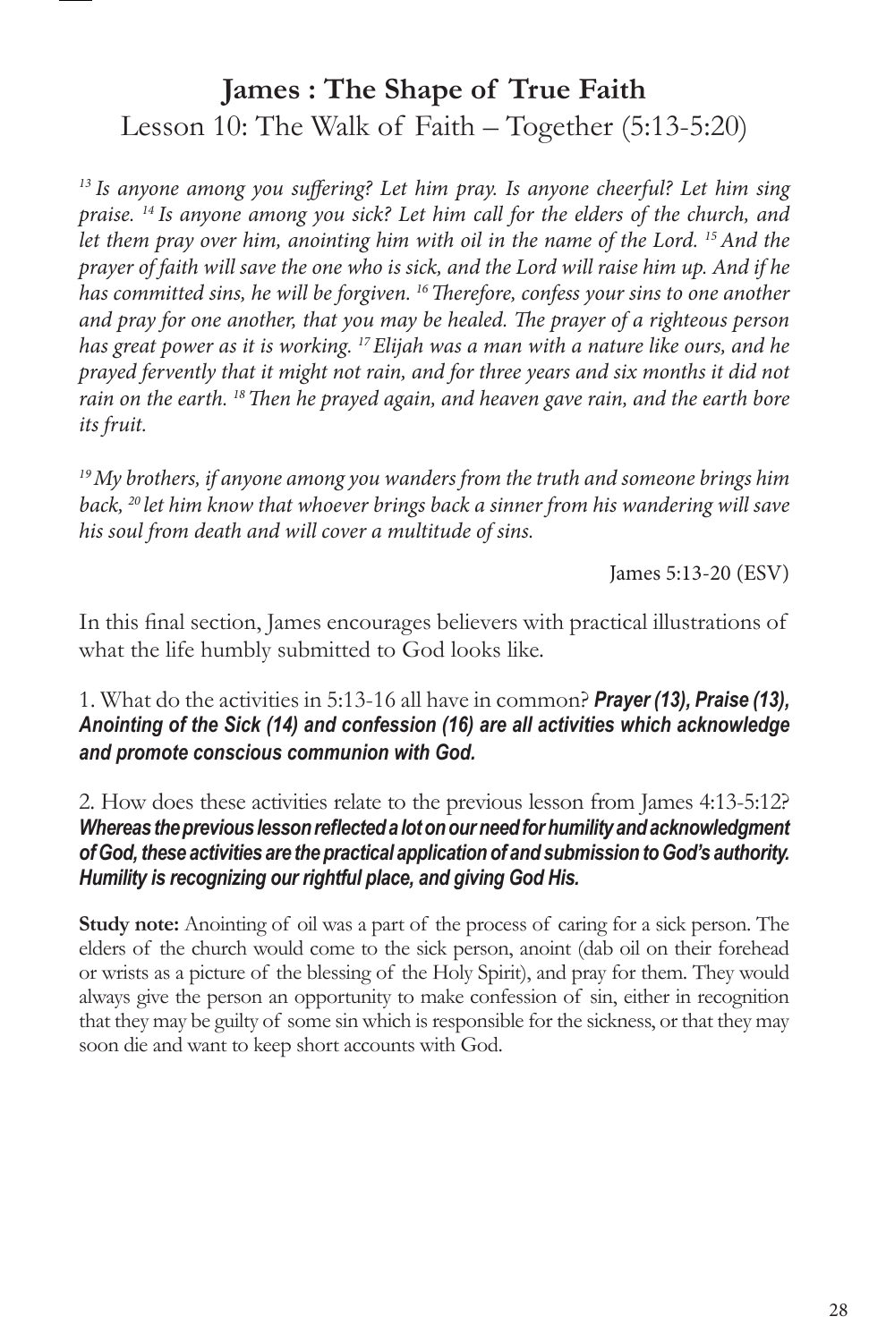# James : The Shape of True Faith

## Lesson 10: The Walk of Faith – Together (5:13-5:20)

*[13] Is anyone among you suffering? Let him pray. Is anyone cheerful? Let him sing praise. [14] Is anyone among you sick? Let him call for the elders of the church, and let them pray over him, anointing him with oil in the name of the Lord. [15] And the prayer of faith will save the one who is sick, and the Lord will raise him up. And if he has committed sins, he will be forgiven. [16] Therefore, confess your sins to one another and pray for one another, that you may be healed. The prayer of a righteous person has great power as it is working. [17] Elijah was a man with a nature like ours, and he prayed fervently that it might not rain, and for three years and six months it did not rain on the earth. [18] Then he prayed again, and heaven gave rain, and the earth bore its fruit.*

*[19] My brothers, if anyone among you wanders from the truth and someone brings him back, [20] let him know that whoever brings back a sinner from his wandering will save his soul from death and will cover a multitude of sins.*

James 5:13-20 (ESV)

In this final section, James encourages believers with practical illustrations of what the life humbly submitted to God looks like.

1. What do the activities in 5:13-16 all have in common? ***Prayer (13), Praise (13), Anointing of the Sick (14) and confession (16) are all activities which acknowledge and promote conscious communion with God.***

2. How does these activities relate to the previous lesson from James 4:13-5:12? ***Whereas the previous lesson reflected a lot on our need for humility and acknowledgment of God, these activities are the practical application of and submission to God's authority. Humility is recognizing our rightful place, and giving God His.***

**Study note:** Anointing of oil was a part of the process of caring for a sick person. The elders of the church would come to the sick person, anoint (dab oil on their forehead or wrists as a picture of the blessing of the Holy Spirit), and pray for them. They would always give the person an opportunity to make confession of sin, either in recognition that they may be guilty of some sin which is responsible for the sickness, or that they may soon die and want to keep short accounts with God.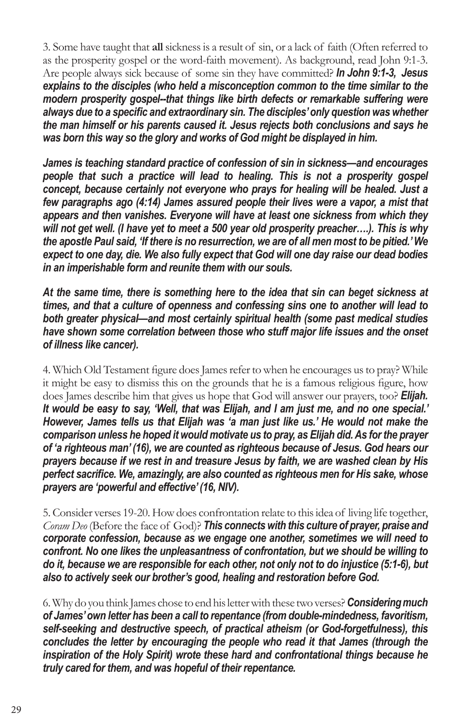3. Some have taught that **all** sickness is a result of sin, or a lack of faith (Often referred to as the prosperity gospel or the word-faith movement). As background, read John 9:1-3. Are people always sick because of some sin they have committed? ***In John 9:1-3, Jesus explains to the disciples (who held a misconception common to the time similar to the modern prosperity gospel--that things like birth defects or remarkable suffering were always due to a specific and extraordinary sin. The disciples' only question was whether the man himself or his parents caused it. Jesus rejects both conclusions and says he was born this way so the glory and works of God might be displayed in him.***

***James is teaching standard practice of confession of sin in sickness—and encourages people that such a practice will lead to healing. This is not a prosperity gospel concept, because certainly not everyone who prays for healing will be healed. Just a few paragraphs ago (4:14) James assured people their lives were a vapor, a mist that appears and then vanishes. Everyone will have at least one sickness from which they will not get well. (I have yet to meet a 500 year old prosperity preacher….). This is why the apostle Paul said, 'If there is no resurrection, we are of all men most to be pitied.' We expect to one day, die. We also fully expect that God will one day raise our dead bodies in an imperishable form and reunite them with our souls.***

***At the same time, there is something here to the idea that sin can beget sickness at times, and that a culture of openness and confessing sins one to another will lead to both greater physical—and most certainly spiritual health (some past medical studies have shown some correlation between those who stuff major life issues and the onset of illness like cancer).***

4. Which Old Testament figure does James refer to when he encourages us to pray? While it might be easy to dismiss this on the grounds that he is a famous religious figure, how does James describe him that gives us hope that God will answer our prayers, too? ***Elijah. It would be easy to say, 'Well, that was Elijah, and I am just me, and no one special.' However, James tells us that Elijah was 'a man just like us.' He would not make the comparison unless he hoped it would motivate us to pray, as Elijah did. As for the prayer of 'a righteous man' (16), we are counted as righteous because of Jesus. God hears our prayers because if we rest in and treasure Jesus by faith, we are washed clean by His perfect sacrifice. We, amazingly, are also counted as righteous men for His sake, whose prayers are 'powerful and effective' (16, NIV).***

5. Consider verses 19-20. How does confrontation relate to this idea of living life together, *Coram Deo* (Before the face of God)? ***This connects with this culture of prayer, praise and corporate confession, because as we engage one another, sometimes we will need to confront. No one likes the unpleasantness of confrontation, but we should be willing to do it, because we are responsible for each other, not only not to do injustice (5:1-6), but also to actively seek our brother's good, healing and restoration before God.***

6. Why do you think James chose to end his letter with these two verses? ***Considering much of James' own letter has been a call to repentance (from double-mindedness, favoritism, self-seeking and destructive speech, of practical atheism (or God-forgetfulness), this concludes the letter by encouraging the people who read it that James (through the inspiration of the Holy Spirit) wrote these hard and confrontational things because he truly cared for them, and was hopeful of their repentance.***